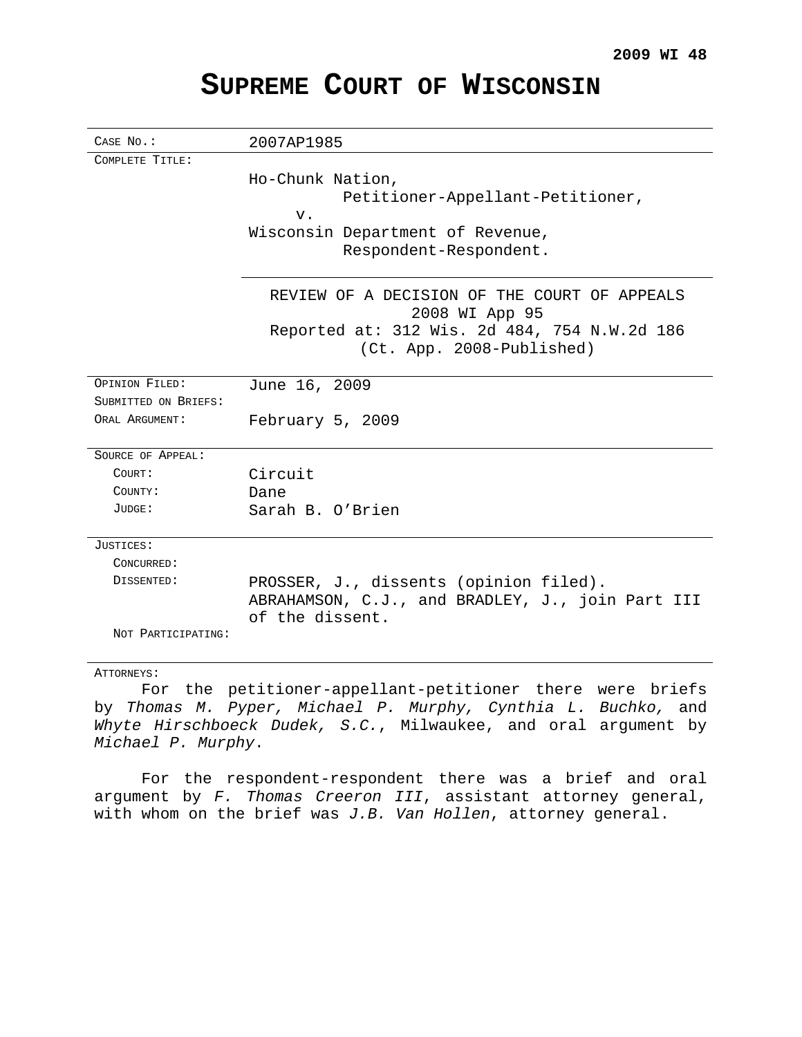**2009 WI 48**

# SUPREME COURT OF WISCONSIN

| | |
|---|---|
| CASE NO.: | 2007AP1985 |
| COMPLETE TITLE: | Ho-Chunk Nation,<br>Petitioner-Appellant-Petitioner,<br>v.<br>Wisconsin Department of Revenue,<br>Respondent-Respondent. |
| | REVIEW OF A DECISION OF THE COURT OF APPEALS<br>2008 WI App 95<br>Reported at: 312 Wis. 2d 484, 754 N.W.2d 186<br>(Ct. App. 2008-Published) |
| OPINION FILED: | June 16, 2009 |
| SUBMITTED ON BRIEFS: | |
| ORAL ARGUMENT: | February 5, 2009 |
| SOURCE OF APPEAL: | |
| COURT: | Circuit |
| COUNTY: | Dane |
| JUDGE: | Sarah B. O'Brien |
| JUSTICES: | |
| CONCURRED: | |
| DISSENTED: | PROSSER, J., dissents (opinion filed).<br>ABRAHAMSON, C.J., and BRADLEY, J., join Part III of the dissent. |
| NOT PARTICIPATING: | |

ATTORNEYS:

For the petitioner-appellant-petitioner there were briefs by *Thomas M. Pyper, Michael P. Murphy, Cynthia L. Buchko,* and *Whyte Hirschboeck Dudek, S.C.*, Milwaukee, and oral argument by *Michael P. Murphy*.

For the respondent-respondent there was a brief and oral argument by *F. Thomas Creeron III*, assistant attorney general, with whom on the brief was *J.B. Van Hollen*, attorney general.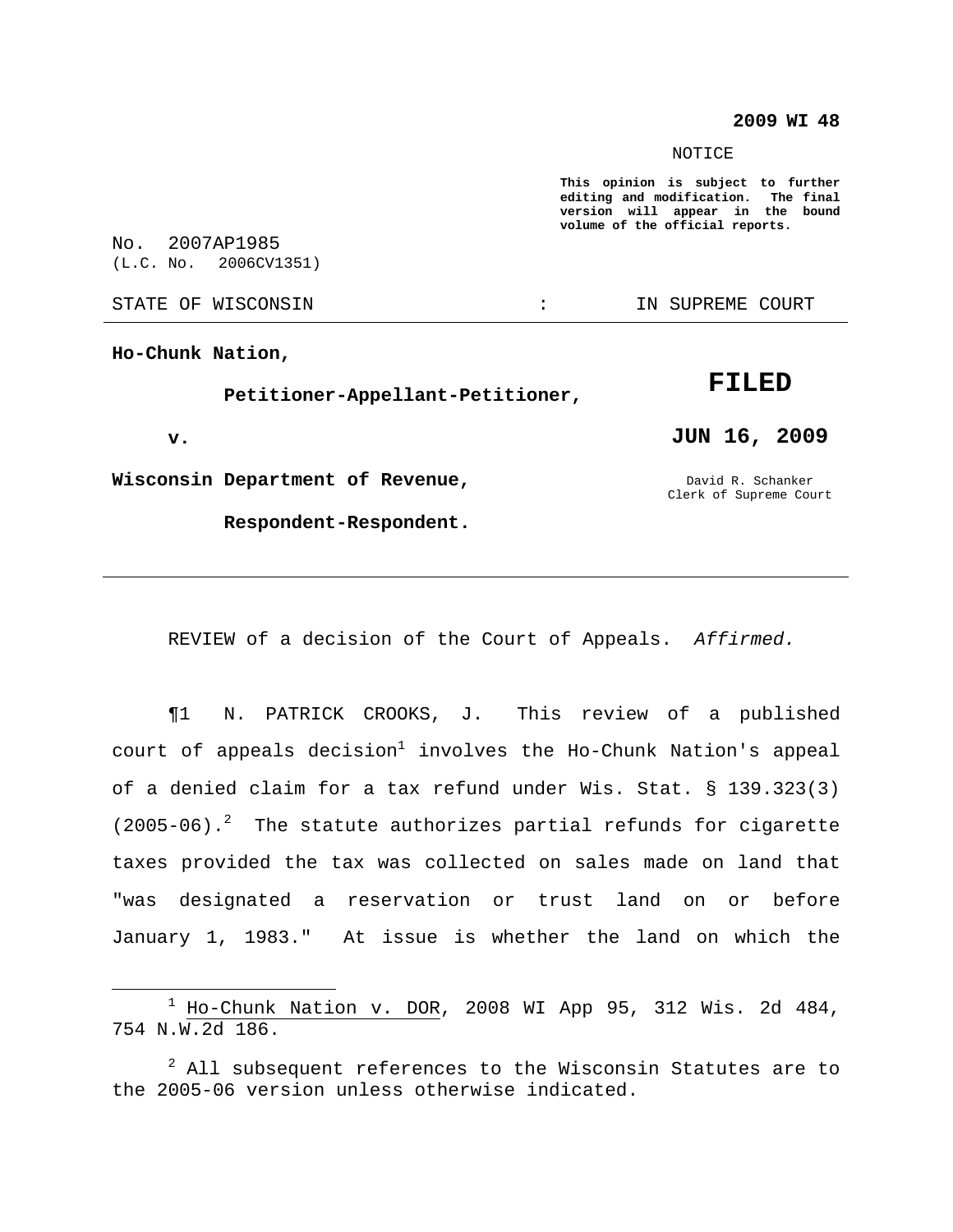**2009 WI 48**

NOTICE

**This opinion is subject to further editing and modification. The final version will appear in the bound volume of the official reports.**

No. 2007AP1985
(L.C. No. 2006CV1351)

STATE OF WISCONSIN : IN SUPREME COURT

**Ho-Chunk Nation,**

**Petitioner-Appellant-Petitioner,**

**v.**

**Wisconsin Department of Revenue,**

**Respondent-Respondent.**

**FILED**

**JUN 16, 2009**

David R. Schanker
Clerk of Supreme Court

---

REVIEW of a decision of the Court of Appeals. *Affirmed.*

¶1 N. PATRICK CROOKS, J. This review of a published court of appeals decision[1] involves the Ho-Chunk Nation's appeal of a denied claim for a tax refund under Wis. Stat. § 139.323(3) (2005-06).[2] The statute authorizes partial refunds for cigarette taxes provided the tax was collected on sales made on land that "was designated a reservation or trust land on or before January 1, 1983." At issue is whether the land on which the

---

[1] Ho-Chunk Nation v. DOR, 2008 WI App 95, 312 Wis. 2d 484, 754 N.W.2d 186.

[2] All subsequent references to the Wisconsin Statutes are to the 2005-06 version unless otherwise indicated.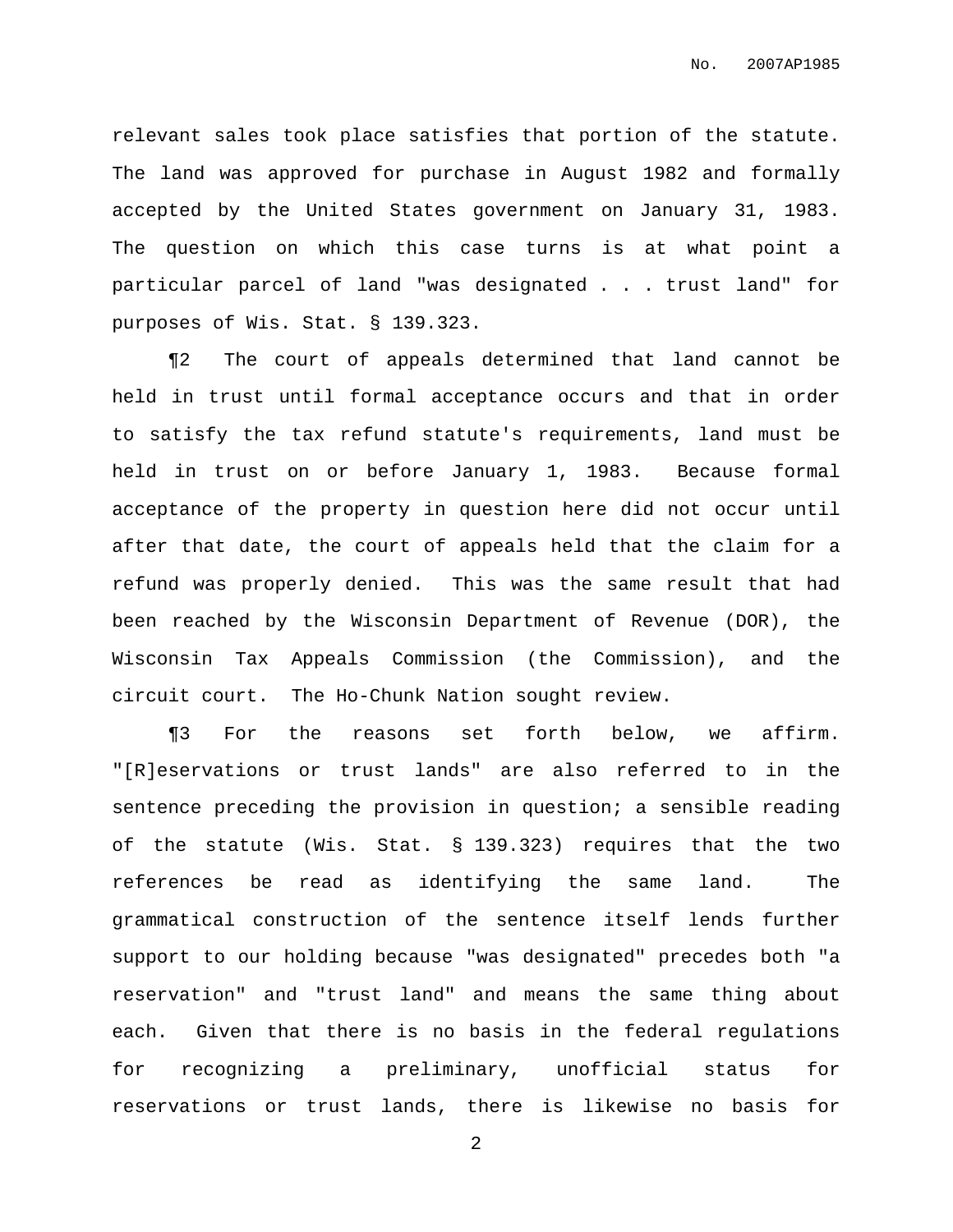relevant sales took place satisfies that portion of the statute. The land was approved for purchase in August 1982 and formally accepted by the United States government on January 31, 1983. The question on which this case turns is at what point a particular parcel of land "was designated . . . trust land" for purposes of Wis. Stat. § 139.323.

¶2 The court of appeals determined that land cannot be held in trust until formal acceptance occurs and that in order to satisfy the tax refund statute's requirements, land must be held in trust on or before January 1, 1983. Because formal acceptance of the property in question here did not occur until after that date, the court of appeals held that the claim for a refund was properly denied. This was the same result that had been reached by the Wisconsin Department of Revenue (DOR), the Wisconsin Tax Appeals Commission (the Commission), and the circuit court. The Ho-Chunk Nation sought review.

¶3 For the reasons set forth below, we affirm. "[R]eservations or trust lands" are also referred to in the sentence preceding the provision in question; a sensible reading of the statute (Wis. Stat. § 139.323) requires that the two references be read as identifying the same land. The grammatical construction of the sentence itself lends further support to our holding because "was designated" precedes both "a reservation" and "trust land" and means the same thing about each. Given that there is no basis in the federal regulations for recognizing a preliminary, unofficial status for reservations or trust lands, there is likewise no basis for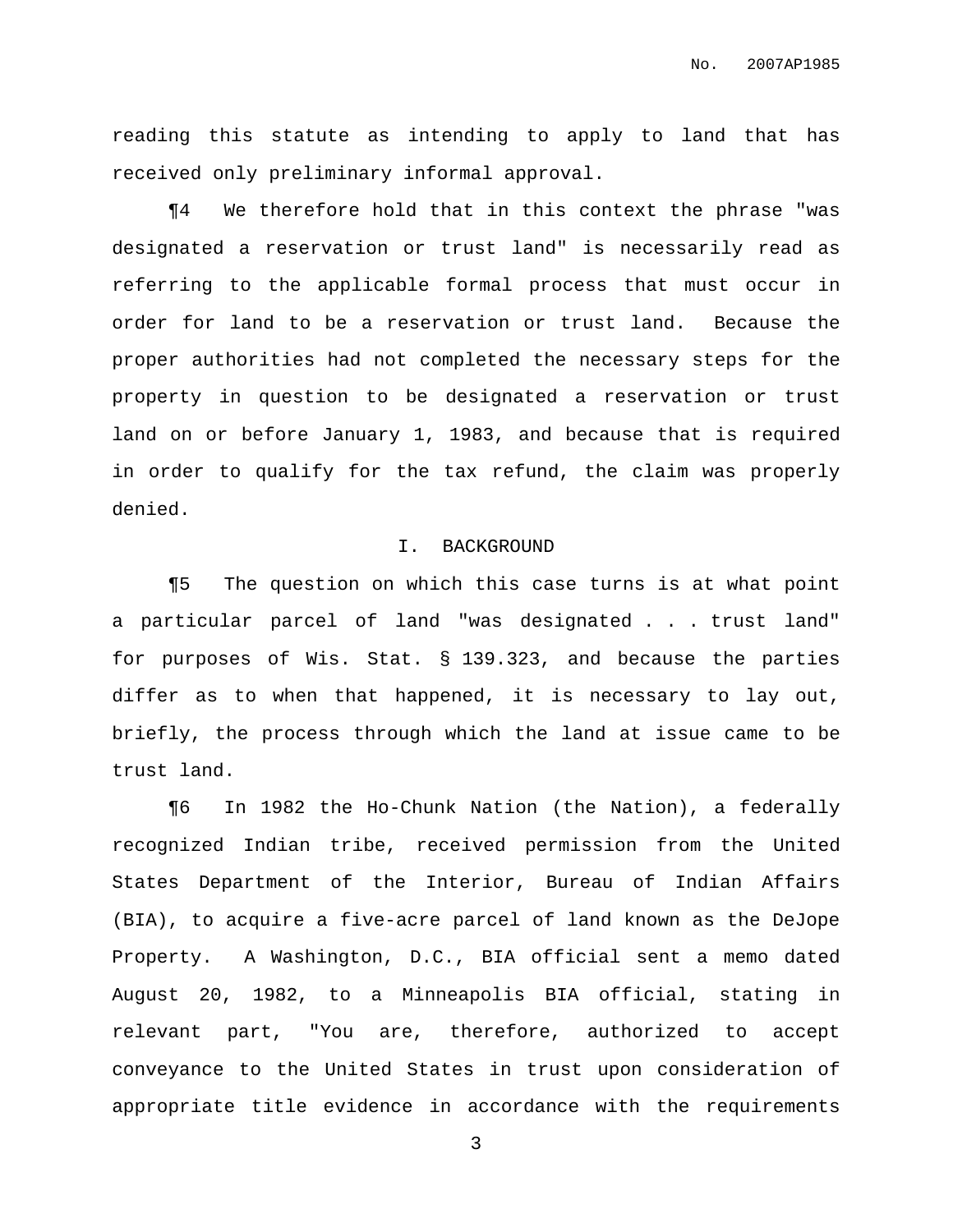reading this statute as intending to apply to land that has received only preliminary informal approval.

¶4 We therefore hold that in this context the phrase "was designated a reservation or trust land" is necessarily read as referring to the applicable formal process that must occur in order for land to be a reservation or trust land. Because the proper authorities had not completed the necessary steps for the property in question to be designated a reservation or trust land on or before January 1, 1983, and because that is required in order to qualify for the tax refund, the claim was properly denied.

## I. BACKGROUND

¶5 The question on which this case turns is at what point a particular parcel of land "was designated . . . trust land" for purposes of Wis. Stat. § 139.323, and because the parties differ as to when that happened, it is necessary to lay out, briefly, the process through which the land at issue came to be trust land.

¶6 In 1982 the Ho-Chunk Nation (the Nation), a federally recognized Indian tribe, received permission from the United States Department of the Interior, Bureau of Indian Affairs (BIA), to acquire a five-acre parcel of land known as the DeJope Property. A Washington, D.C., BIA official sent a memo dated August 20, 1982, to a Minneapolis BIA official, stating in relevant part, "You are, therefore, authorized to accept conveyance to the United States in trust upon consideration of appropriate title evidence in accordance with the requirements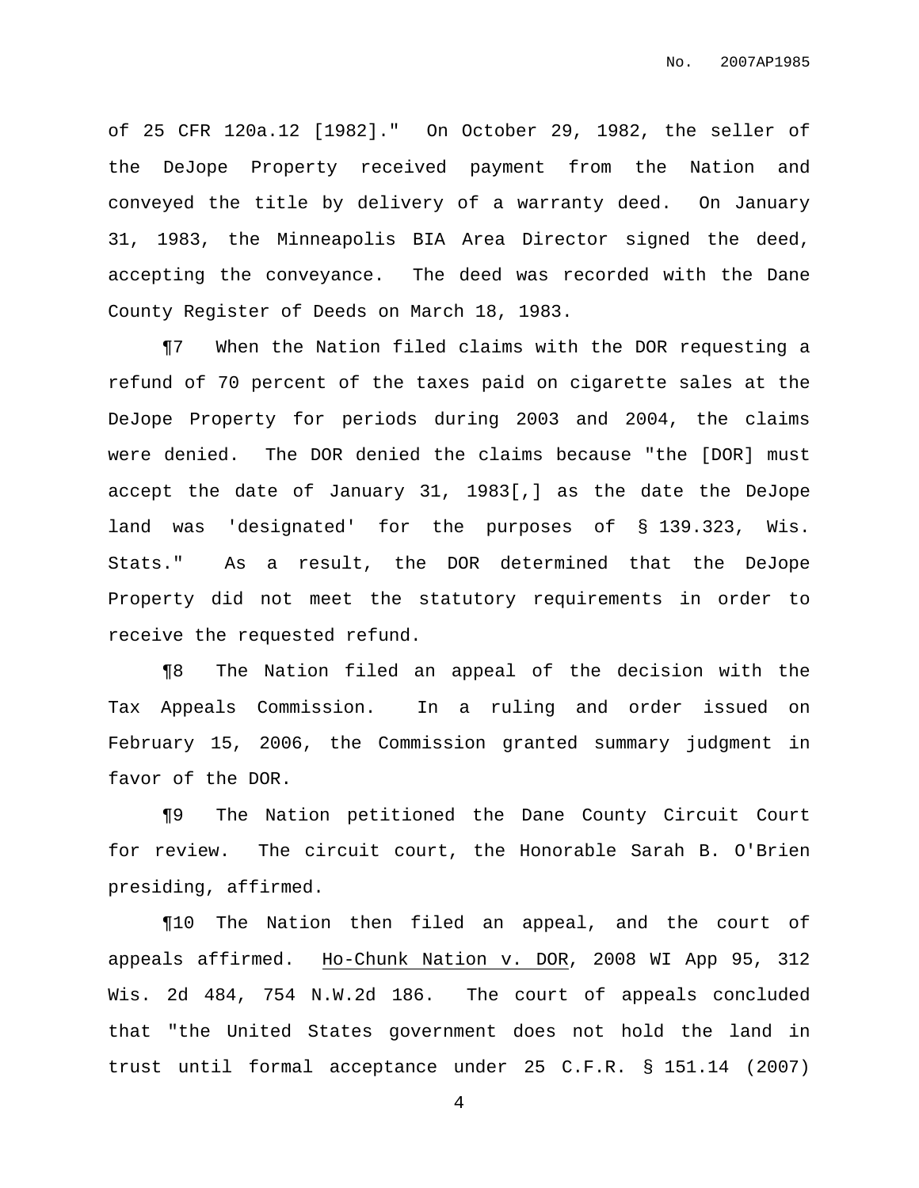of 25 CFR 120a.12 [1982]." On October 29, 1982, the seller of the DeJope Property received payment from the Nation and conveyed the title by delivery of a warranty deed. On January 31, 1983, the Minneapolis BIA Area Director signed the deed, accepting the conveyance. The deed was recorded with the Dane County Register of Deeds on March 18, 1983.

¶7 When the Nation filed claims with the DOR requesting a refund of 70 percent of the taxes paid on cigarette sales at the DeJope Property for periods during 2003 and 2004, the claims were denied. The DOR denied the claims because "the [DOR] must accept the date of January 31, 1983[,] as the date the DeJope land was 'designated' for the purposes of § 139.323, Wis. Stats." As a result, the DOR determined that the DeJope Property did not meet the statutory requirements in order to receive the requested refund.

¶8 The Nation filed an appeal of the decision with the Tax Appeals Commission. In a ruling and order issued on February 15, 2006, the Commission granted summary judgment in favor of the DOR.

¶9 The Nation petitioned the Dane County Circuit Court for review. The circuit court, the Honorable Sarah B. O'Brien presiding, affirmed.

¶10 The Nation then filed an appeal, and the court of appeals affirmed. Ho-Chunk Nation v. DOR, 2008 WI App 95, 312 Wis. 2d 484, 754 N.W.2d 186. The court of appeals concluded that "the United States government does not hold the land in trust until formal acceptance under 25 C.F.R. § 151.14 (2007)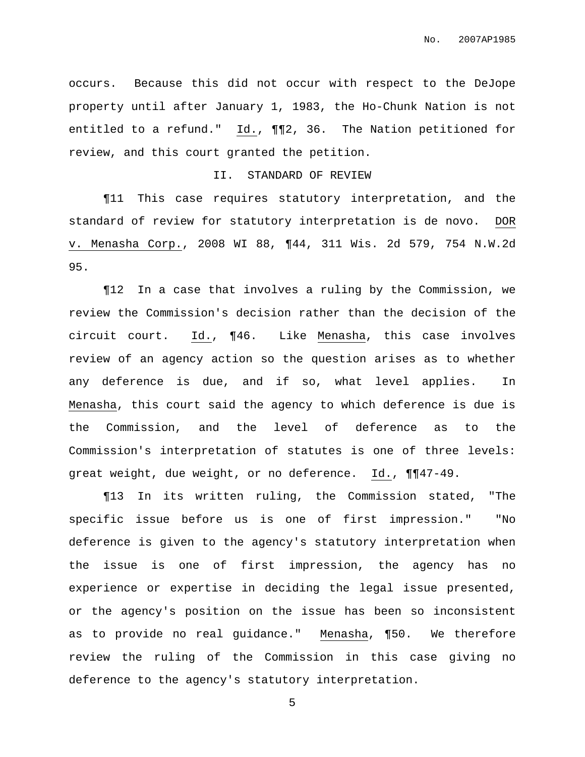occurs. Because this did not occur with respect to the DeJope property until after January 1, 1983, the Ho-Chunk Nation is not entitled to a refund." Id., ¶¶2, 36. The Nation petitioned for review, and this court granted the petition.

## II. STANDARD OF REVIEW

¶11 This case requires statutory interpretation, and the standard of review for statutory interpretation is de novo. DOR v. Menasha Corp., 2008 WI 88, ¶44, 311 Wis. 2d 579, 754 N.W.2d 95.

¶12 In a case that involves a ruling by the Commission, we review the Commission's decision rather than the decision of the circuit court. Id., ¶46. Like Menasha, this case involves review of an agency action so the question arises as to whether any deference is due, and if so, what level applies. In Menasha, this court said the agency to which deference is due is the Commission, and the level of deference as to the Commission's interpretation of statutes is one of three levels: great weight, due weight, or no deference. Id., ¶¶47-49.

¶13 In its written ruling, the Commission stated, "The specific issue before us is one of first impression." "No deference is given to the agency's statutory interpretation when the issue is one of first impression, the agency has no experience or expertise in deciding the legal issue presented, or the agency's position on the issue has been so inconsistent as to provide no real guidance." Menasha, ¶50. We therefore review the ruling of the Commission in this case giving no deference to the agency's statutory interpretation.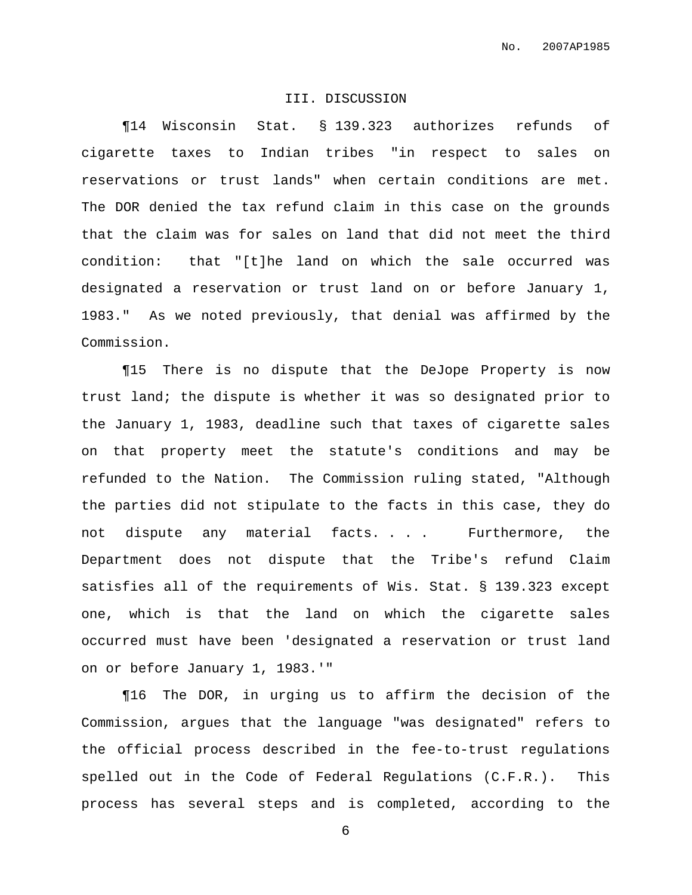## III. DISCUSSION

¶14 Wisconsin Stat. § 139.323 authorizes refunds of cigarette taxes to Indian tribes "in respect to sales on reservations or trust lands" when certain conditions are met. The DOR denied the tax refund claim in this case on the grounds that the claim was for sales on land that did not meet the third condition: that "[t]he land on which the sale occurred was designated a reservation or trust land on or before January 1, 1983." As we noted previously, that denial was affirmed by the Commission.

¶15 There is no dispute that the DeJope Property is now trust land; the dispute is whether it was so designated prior to the January 1, 1983, deadline such that taxes of cigarette sales on that property meet the statute's conditions and may be refunded to the Nation. The Commission ruling stated, "Although the parties did not stipulate to the facts in this case, they do not dispute any material facts. . . . Furthermore, the Department does not dispute that the Tribe's refund Claim satisfies all of the requirements of Wis. Stat. § 139.323 except one, which is that the land on which the cigarette sales occurred must have been 'designated a reservation or trust land on or before January 1, 1983.'"

¶16 The DOR, in urging us to affirm the decision of the Commission, argues that the language "was designated" refers to the official process described in the fee-to-trust regulations spelled out in the Code of Federal Regulations (C.F.R.). This process has several steps and is completed, according to the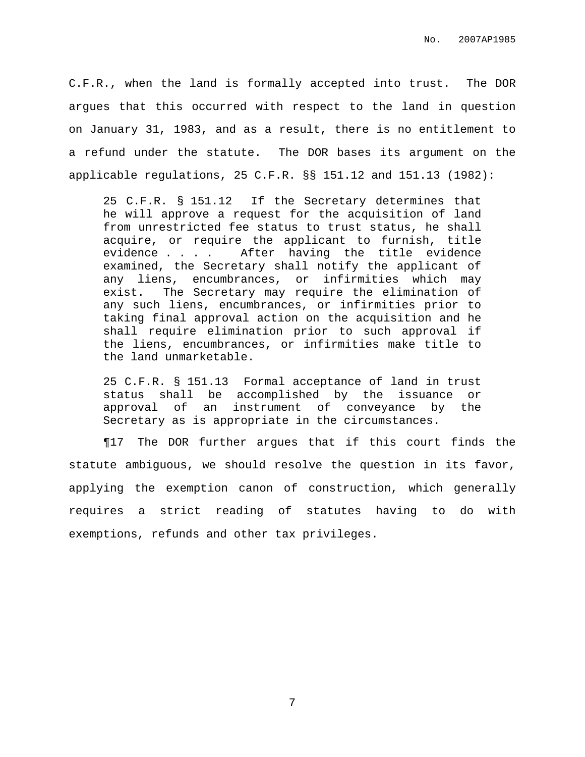C.F.R., when the land is formally accepted into trust. The DOR argues that this occurred with respect to the land in question on January 31, 1983, and as a result, there is no entitlement to a refund under the statute. The DOR bases its argument on the applicable regulations, 25 C.F.R. §§ 151.12 and 151.13 (1982):

> 25 C.F.R. § 151.12 If the Secretary determines that he will approve a request for the acquisition of land from unrestricted fee status to trust status, he shall acquire, or require the applicant to furnish, title evidence . . . . After having the title evidence examined, the Secretary shall notify the applicant of any liens, encumbrances, or infirmities which may exist. The Secretary may require the elimination of any such liens, encumbrances, or infirmities prior to taking final approval action on the acquisition and he shall require elimination prior to such approval if the liens, encumbrances, or infirmities make title to the land unmarketable.
>
> 25 C.F.R. § 151.13 Formal acceptance of land in trust status shall be accomplished by the issuance or approval of an instrument of conveyance by the Secretary as is appropriate in the circumstances.

¶17 The DOR further argues that if this court finds the statute ambiguous, we should resolve the question in its favor, applying the exemption canon of construction, which generally requires a strict reading of statutes having to do with exemptions, refunds and other tax privileges.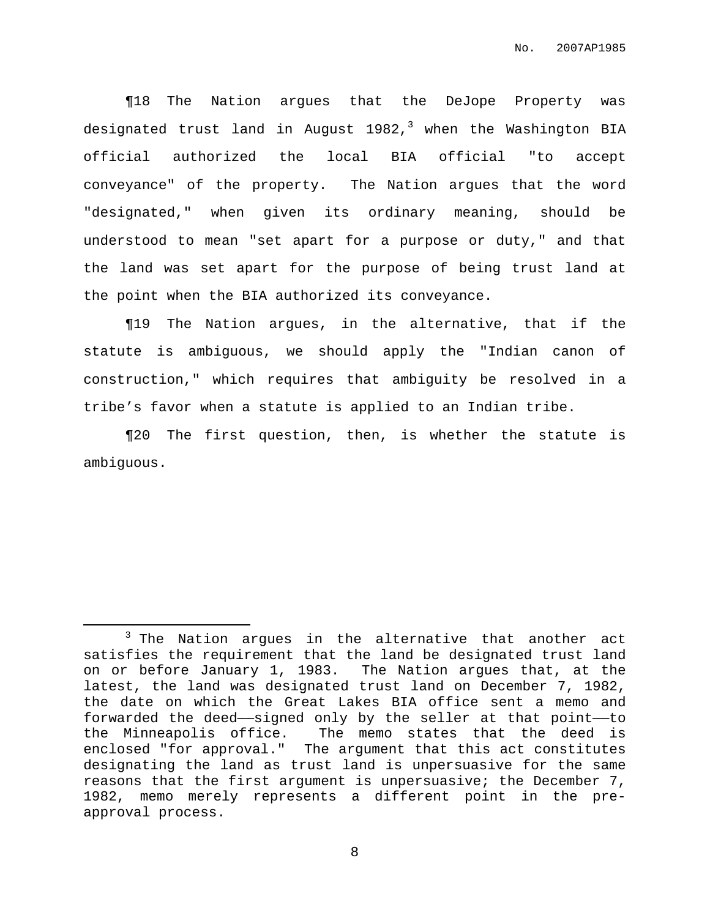¶18 The Nation argues that the DeJope Property was designated trust land in August 1982,[3] when the Washington BIA official authorized the local BIA official "to accept conveyance" of the property. The Nation argues that the word "designated," when given its ordinary meaning, should be understood to mean "set apart for a purpose or duty," and that the land was set apart for the purpose of being trust land at the point when the BIA authorized its conveyance.

¶19 The Nation argues, in the alternative, that if the statute is ambiguous, we should apply the "Indian canon of construction," which requires that ambiguity be resolved in a tribe's favor when a statute is applied to an Indian tribe.

¶20 The first question, then, is whether the statute is ambiguous.

---

[3] The Nation argues in the alternative that another act satisfies the requirement that the land be designated trust land on or before January 1, 1983. The Nation argues that, at the latest, the land was designated trust land on December 7, 1982, the date on which the Great Lakes BIA office sent a memo and forwarded the deed——signed only by the seller at that point——to the Minneapolis office. The memo states that the deed is enclosed "for approval." The argument that this act constitutes designating the land as trust land is unpersuasive for the same reasons that the first argument is unpersuasive; the December 7, 1982, memo merely represents a different point in the pre-approval process.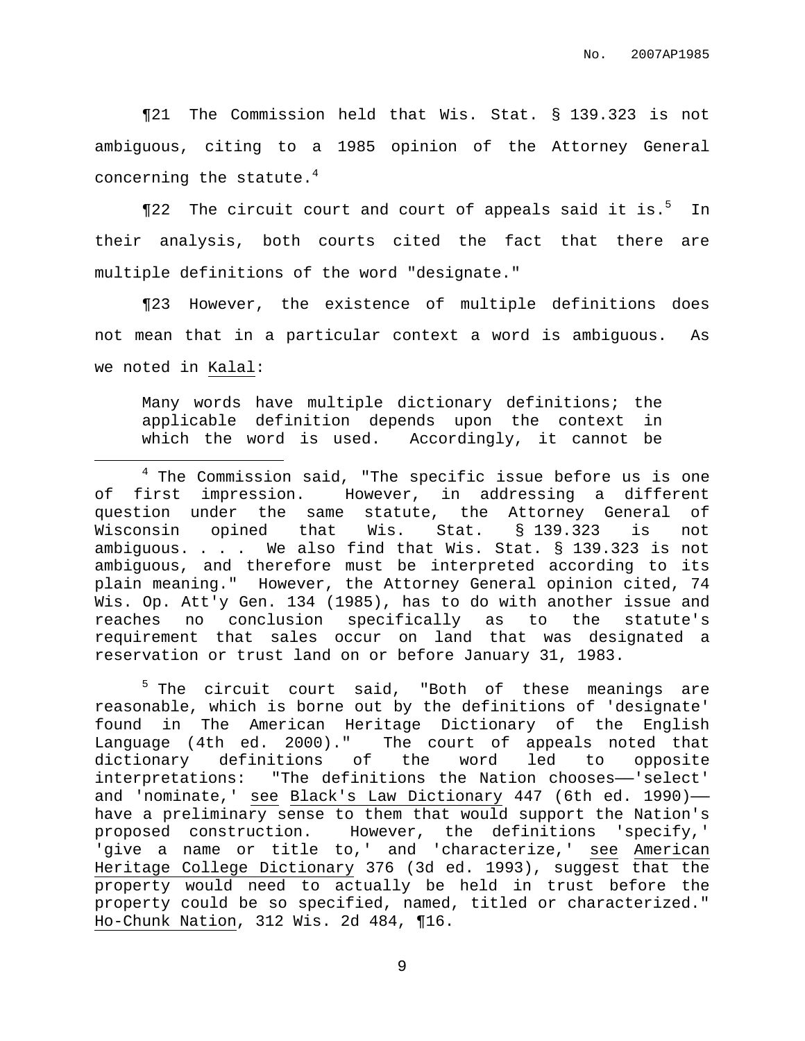¶21 The Commission held that Wis. Stat. § 139.323 is not ambiguous, citing to a 1985 opinion of the Attorney General concerning the statute.[4]

¶22 The circuit court and court of appeals said it is.[5] In their analysis, both courts cited the fact that there are multiple definitions of the word "designate."

¶23 However, the existence of multiple definitions does not mean that in a particular context a word is ambiguous. As we noted in Kalal:

> Many words have multiple dictionary definitions; the applicable definition depends upon the context in which the word is used. Accordingly, it cannot be

---

[4] The Commission said, "The specific issue before us is one of first impression. However, in addressing a different question under the same statute, the Attorney General of Wisconsin opined that Wis. Stat. § 139.323 is not ambiguous. . . . We also find that Wis. Stat. § 139.323 is not ambiguous, and therefore must be interpreted according to its plain meaning." However, the Attorney General opinion cited, 74 Wis. Op. Att'y Gen. 134 (1985), has to do with another issue and reaches no conclusion specifically as to the statute's requirement that sales occur on land that was designated a reservation or trust land on or before January 31, 1983.

[5] The circuit court said, "Both of these meanings are reasonable, which is borne out by the definitions of 'designate' found in The American Heritage Dictionary of the English Language (4th ed. 2000)." The court of appeals noted that dictionary definitions of the word led to opposite interpretations: "The definitions the Nation chooses——'select' and 'nominate,' see Black's Law Dictionary 447 (6th ed. 1990)——have a preliminary sense to them that would support the Nation's proposed construction. However, the definitions 'specify,' 'give a name or title to,' and 'characterize,' see American Heritage College Dictionary 376 (3d ed. 1993), suggest that the property would need to actually be held in trust before the property could be so specified, named, titled or characterized." Ho-Chunk Nation, 312 Wis. 2d 484, ¶16.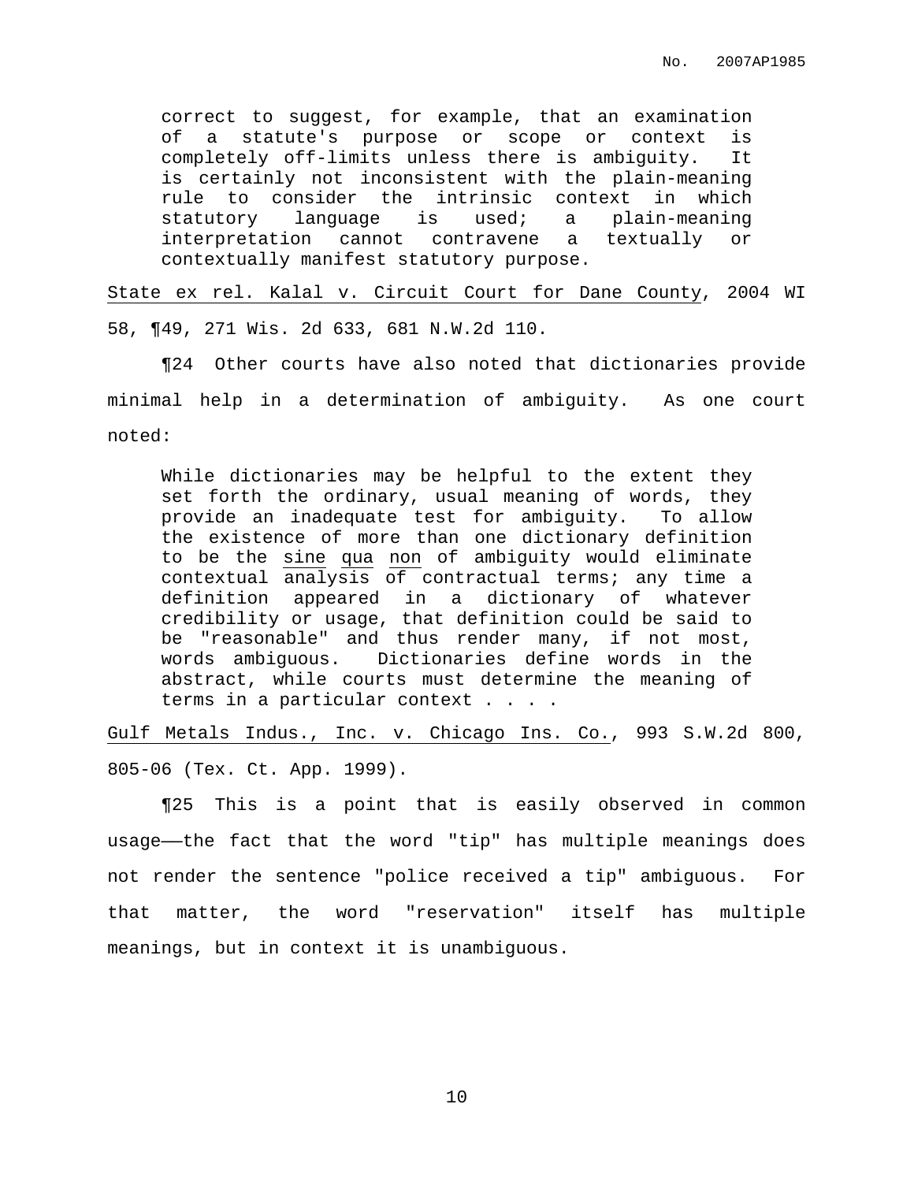> correct to suggest, for example, that an examination of a statute's purpose or scope or context is completely off-limits unless there is ambiguity. It is certainly not inconsistent with the plain-meaning rule to consider the intrinsic context in which statutory language is used; a plain-meaning interpretation cannot contravene a textually or contextually manifest statutory purpose.

State ex rel. Kalal v. Circuit Court for Dane County, 2004 WI 58, ¶49, 271 Wis. 2d 633, 681 N.W.2d 110.

¶24 Other courts have also noted that dictionaries provide minimal help in a determination of ambiguity. As one court noted:

> While dictionaries may be helpful to the extent they set forth the ordinary, usual meaning of words, they provide an inadequate test for ambiguity. To allow the existence of more than one dictionary definition to be the sine qua non of ambiguity would eliminate contextual analysis of contractual terms; any time a definition appeared in a dictionary of whatever credibility or usage, that definition could be said to be "reasonable" and thus render many, if not most, words ambiguous. Dictionaries define words in the abstract, while courts must determine the meaning of terms in a particular context . . . .

Gulf Metals Indus., Inc. v. Chicago Ins. Co., 993 S.W.2d 800, 805-06 (Tex. Ct. App. 1999).

¶25 This is a point that is easily observed in common usage——the fact that the word "tip" has multiple meanings does not render the sentence "police received a tip" ambiguous. For that matter, the word "reservation" itself has multiple meanings, but in context it is unambiguous.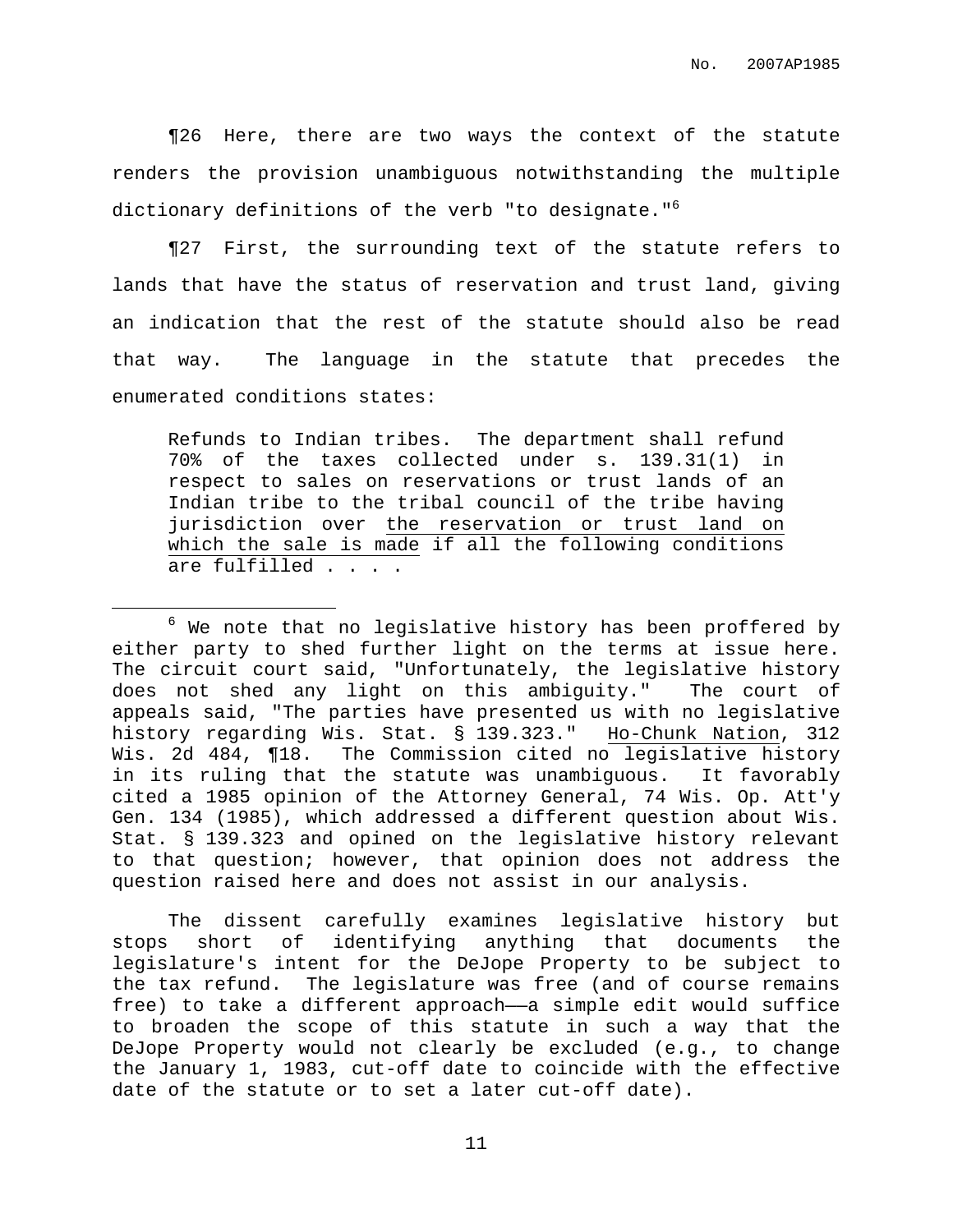¶26 Here, there are two ways the context of the statute renders the provision unambiguous notwithstanding the multiple dictionary definitions of the verb "to designate."[6]

¶27 First, the surrounding text of the statute refers to lands that have the status of reservation and trust land, giving an indication that the rest of the statute should also be read that way. The language in the statute that precedes the enumerated conditions states:

> Refunds to Indian tribes. The department shall refund 70% of the taxes collected under s. 139.31(1) in respect to sales on reservations or trust lands of an Indian tribe to the tribal council of the tribe having jurisdiction over <u>the reservation or trust land on which the sale is made</u> if all the following conditions are fulfilled . . . .

---

[6] We note that no legislative history has been proffered by either party to shed further light on the terms at issue here. The circuit court said, "Unfortunately, the legislative history does not shed any light on this ambiguity." The court of appeals said, "The parties have presented us with no legislative history regarding Wis. Stat. § 139.323." <u>Ho-Chunk Nation</u>, 312 Wis. 2d 484, ¶18. The Commission cited no legislative history in its ruling that the statute was unambiguous. It favorably cited a 1985 opinion of the Attorney General, 74 Wis. Op. Att'y Gen. 134 (1985), which addressed a different question about Wis. Stat. § 139.323 and opined on the legislative history relevant to that question; however, that opinion does not address the question raised here and does not assist in our analysis.

The dissent carefully examines legislative history but stops short of identifying anything that documents the legislature's intent for the DeJope Property to be subject to the tax refund. The legislature was free (and of course remains free) to take a different approach——a simple edit would suffice to broaden the scope of this statute in such a way that the DeJope Property would not clearly be excluded (e.g., to change the January 1, 1983, cut-off date to coincide with the effective date of the statute or to set a later cut-off date).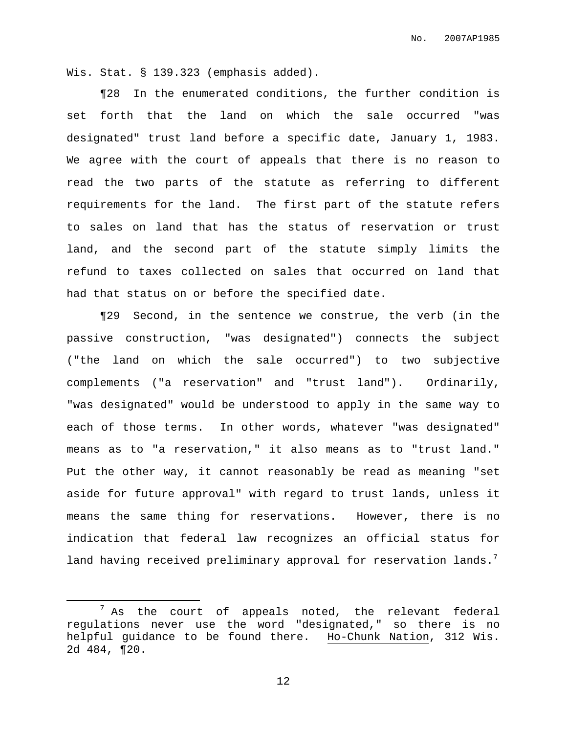Wis. Stat. § 139.323 (emphasis added).

¶28 In the enumerated conditions, the further condition is set forth that the land on which the sale occurred "was designated" trust land before a specific date, January 1, 1983. We agree with the court of appeals that there is no reason to read the two parts of the statute as referring to different requirements for the land. The first part of the statute refers to sales on land that has the status of reservation or trust land, and the second part of the statute simply limits the refund to taxes collected on sales that occurred on land that had that status on or before the specified date.

¶29 Second, in the sentence we construe, the verb (in the passive construction, "was designated") connects the subject ("the land on which the sale occurred") to two subjective complements ("a reservation" and "trust land"). Ordinarily, "was designated" would be understood to apply in the same way to each of those terms. In other words, whatever "was designated" means as to "a reservation," it also means as to "trust land." Put the other way, it cannot reasonably be read as meaning "set aside for future approval" with regard to trust lands, unless it means the same thing for reservations. However, there is no indication that federal law recognizes an official status for land having received preliminary approval for reservation lands.[7]

---

[7] As the court of appeals noted, the relevant federal regulations never use the word "designated," so there is no helpful guidance to be found there. Ho-Chunk Nation, 312 Wis. 2d 484, ¶20.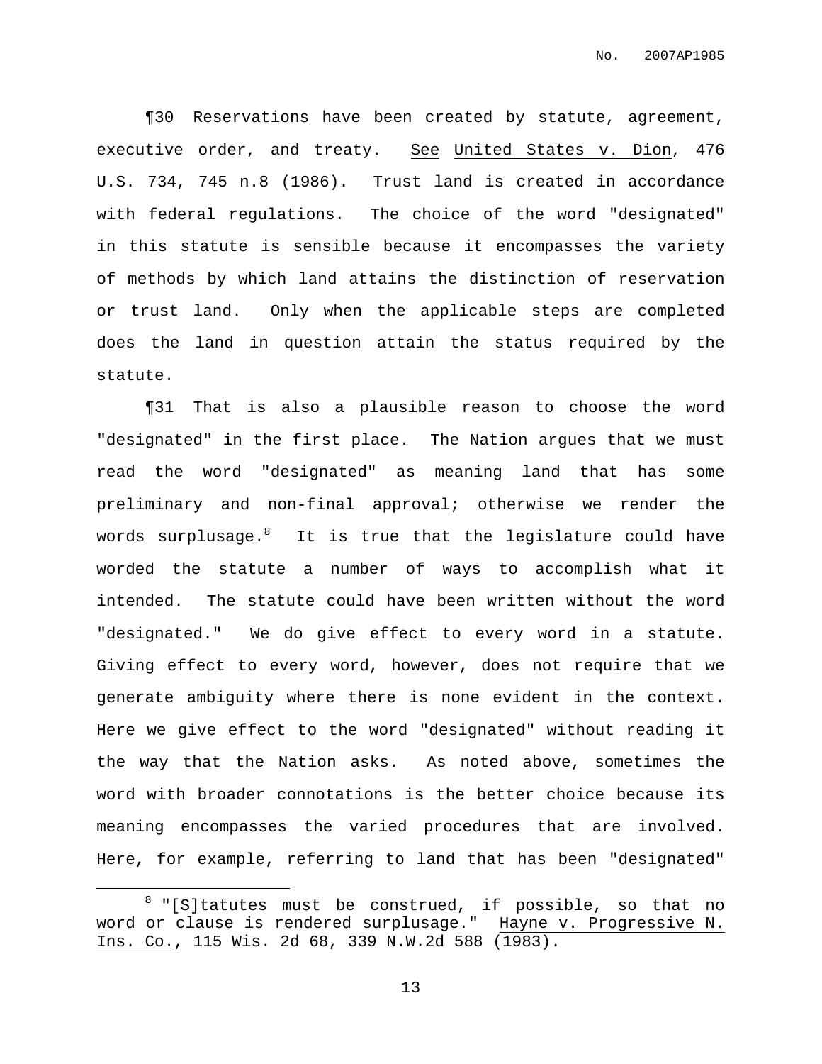¶30 Reservations have been created by statute, agreement, executive order, and treaty. See United States v. Dion, 476 U.S. 734, 745 n.8 (1986). Trust land is created in accordance with federal regulations. The choice of the word "designated" in this statute is sensible because it encompasses the variety of methods by which land attains the distinction of reservation or trust land. Only when the applicable steps are completed does the land in question attain the status required by the statute.

¶31 That is also a plausible reason to choose the word "designated" in the first place. The Nation argues that we must read the word "designated" as meaning land that has some preliminary and non-final approval; otherwise we render the words surplusage.[8] It is true that the legislature could have worded the statute a number of ways to accomplish what it intended. The statute could have been written without the word "designated." We do give effect to every word in a statute. Giving effect to every word, however, does not require that we generate ambiguity where there is none evident in the context. Here we give effect to the word "designated" without reading it the way that the Nation asks. As noted above, sometimes the word with broader connotations is the better choice because its meaning encompasses the varied procedures that are involved. Here, for example, referring to land that has been "designated"

---

[8] "[S]tatutes must be construed, if possible, so that no word or clause is rendered surplusage." Hayne v. Progressive N. Ins. Co., 115 Wis. 2d 68, 339 N.W.2d 588 (1983).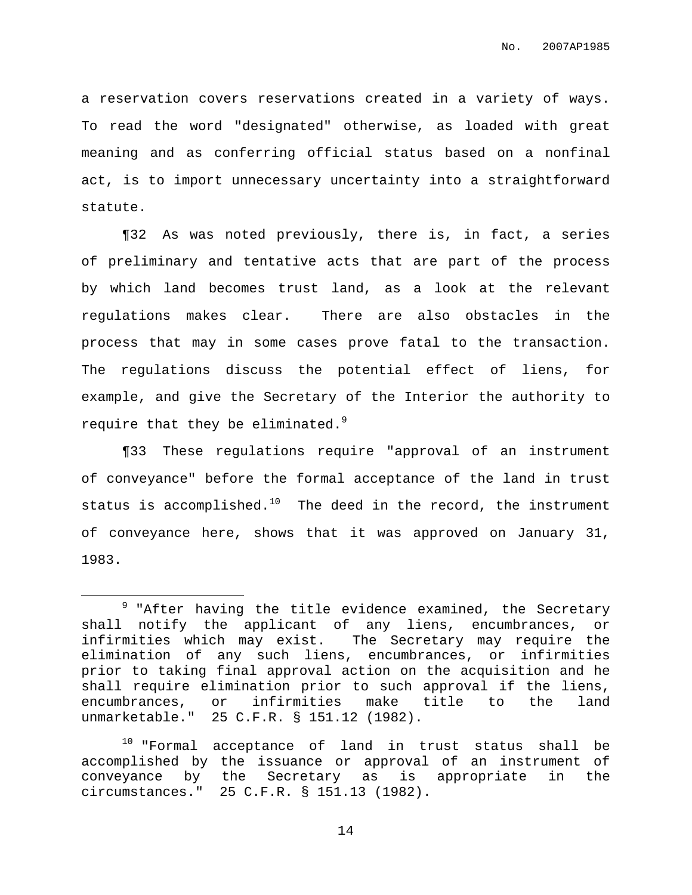a reservation covers reservations created in a variety of ways. To read the word "designated" otherwise, as loaded with great meaning and as conferring official status based on a nonfinal act, is to import unnecessary uncertainty into a straightforward statute.

¶32 As was noted previously, there is, in fact, a series of preliminary and tentative acts that are part of the process by which land becomes trust land, as a look at the relevant regulations makes clear. There are also obstacles in the process that may in some cases prove fatal to the transaction. The regulations discuss the potential effect of liens, for example, and give the Secretary of the Interior the authority to require that they be eliminated.[9]

¶33 These regulations require "approval of an instrument of conveyance" before the formal acceptance of the land in trust status is accomplished.[10] The deed in the record, the instrument of conveyance here, shows that it was approved on January 31, 1983.

---

[9] "After having the title evidence examined, the Secretary shall notify the applicant of any liens, encumbrances, or infirmities which may exist. The Secretary may require the elimination of any such liens, encumbrances, or infirmities prior to taking final approval action on the acquisition and he shall require elimination prior to such approval if the liens, encumbrances, or infirmities make title to the land unmarketable." 25 C.F.R. § 151.12 (1982).

[10] "Formal acceptance of land in trust status shall be accomplished by the issuance or approval of an instrument of conveyance by the Secretary as is appropriate in the circumstances." 25 C.F.R. § 151.13 (1982).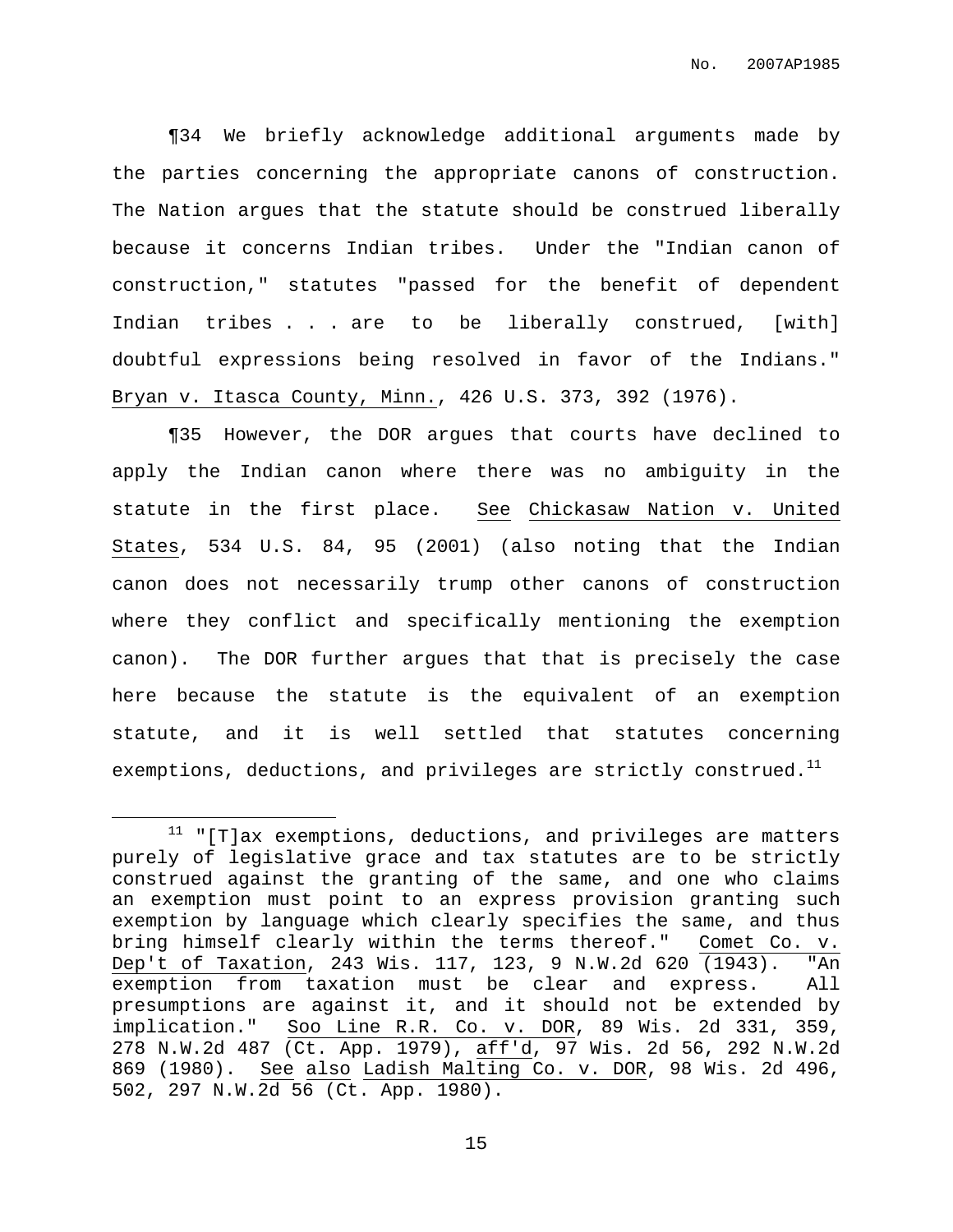¶34 We briefly acknowledge additional arguments made by the parties concerning the appropriate canons of construction. The Nation argues that the statute should be construed liberally because it concerns Indian tribes. Under the "Indian canon of construction," statutes "passed for the benefit of dependent Indian tribes . . . are to be liberally construed, [with] doubtful expressions being resolved in favor of the Indians." Bryan v. Itasca County, Minn., 426 U.S. 373, 392 (1976).

¶35 However, the DOR argues that courts have declined to apply the Indian canon where there was no ambiguity in the statute in the first place. See Chickasaw Nation v. United States, 534 U.S. 84, 95 (2001) (also noting that the Indian canon does not necessarily trump other canons of construction where they conflict and specifically mentioning the exemption canon). The DOR further argues that that is precisely the case here because the statute is the equivalent of an exemption statute, and it is well settled that statutes concerning exemptions, deductions, and privileges are strictly construed.[11]

---

[11] "[T]ax exemptions, deductions, and privileges are matters purely of legislative grace and tax statutes are to be strictly construed against the granting of the same, and one who claims an exemption must point to an express provision granting such exemption by language which clearly specifies the same, and thus bring himself clearly within the terms thereof." Comet Co. v. Dep't of Taxation, 243 Wis. 117, 123, 9 N.W.2d 620 (1943). "An exemption from taxation must be clear and express. All presumptions are against it, and it should not be extended by implication." Soo Line R.R. Co. v. DOR, 89 Wis. 2d 331, 359, 278 N.W.2d 487 (Ct. App. 1979), aff'd, 97 Wis. 2d 56, 292 N.W.2d 869 (1980). See also Ladish Malting Co. v. DOR, 98 Wis. 2d 496, 502, 297 N.W.2d 56 (Ct. App. 1980).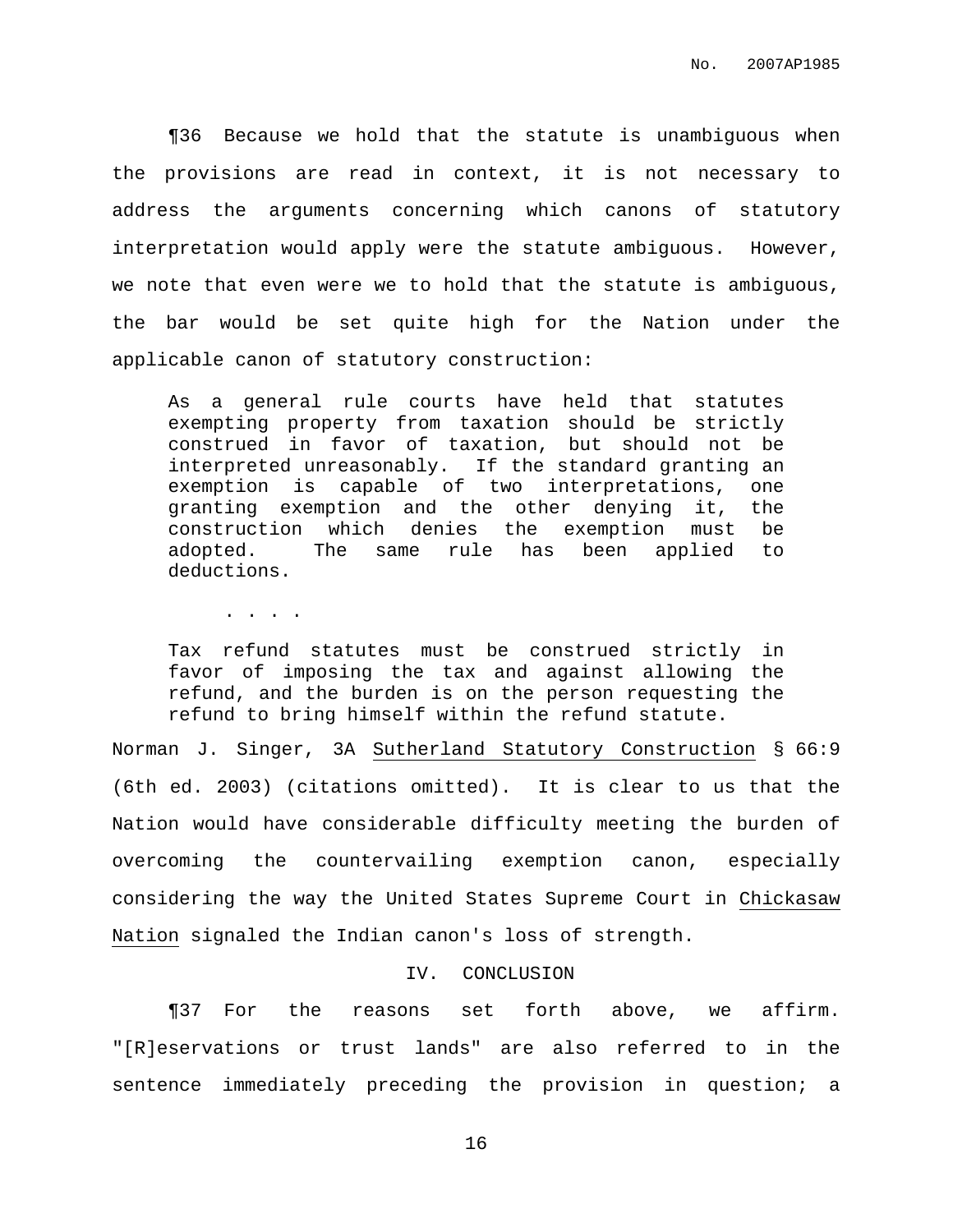¶36 Because we hold that the statute is unambiguous when the provisions are read in context, it is not necessary to address the arguments concerning which canons of statutory interpretation would apply were the statute ambiguous. However, we note that even were we to hold that the statute is ambiguous, the bar would be set quite high for the Nation under the applicable canon of statutory construction:

> As a general rule courts have held that statutes exempting property from taxation should be strictly construed in favor of taxation, but should not be interpreted unreasonably. If the standard granting an exemption is capable of two interpretations, one granting exemption and the other denying it, the construction which denies the exemption must be adopted. The same rule has been applied to deductions.
>
> . . . .
>
> Tax refund statutes must be construed strictly in favor of imposing the tax and against allowing the refund, and the burden is on the person requesting the refund to bring himself within the refund statute.

Norman J. Singer, 3A Sutherland Statutory Construction § 66:9 (6th ed. 2003) (citations omitted). It is clear to us that the Nation would have considerable difficulty meeting the burden of overcoming the countervailing exemption canon, especially considering the way the United States Supreme Court in Chickasaw Nation signaled the Indian canon's loss of strength.

## IV. CONCLUSION

¶37 For the reasons set forth above, we affirm. "[R]eservations or trust lands" are also referred to in the sentence immediately preceding the provision in question; a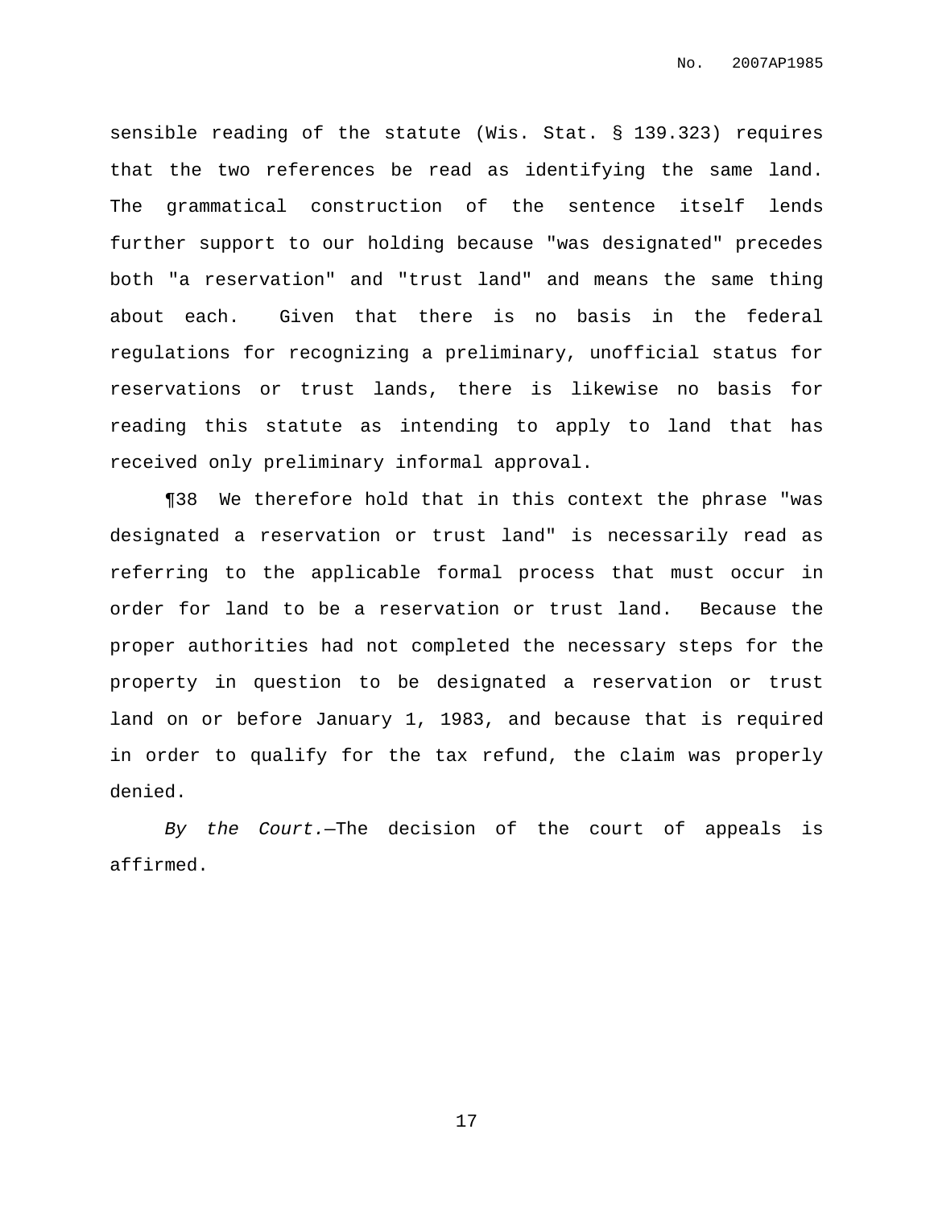sensible reading of the statute (Wis. Stat. § 139.323) requires that the two references be read as identifying the same land. The grammatical construction of the sentence itself lends further support to our holding because "was designated" precedes both "a reservation" and "trust land" and means the same thing about each. Given that there is no basis in the federal regulations for recognizing a preliminary, unofficial status for reservations or trust lands, there is likewise no basis for reading this statute as intending to apply to land that has received only preliminary informal approval.

¶38 We therefore hold that in this context the phrase "was designated a reservation or trust land" is necessarily read as referring to the applicable formal process that must occur in order for land to be a reservation or trust land. Because the proper authorities had not completed the necessary steps for the property in question to be designated a reservation or trust land on or before January 1, 1983, and because that is required in order to qualify for the tax refund, the claim was properly denied.

*By the Court.*—The decision of the court of appeals is affirmed.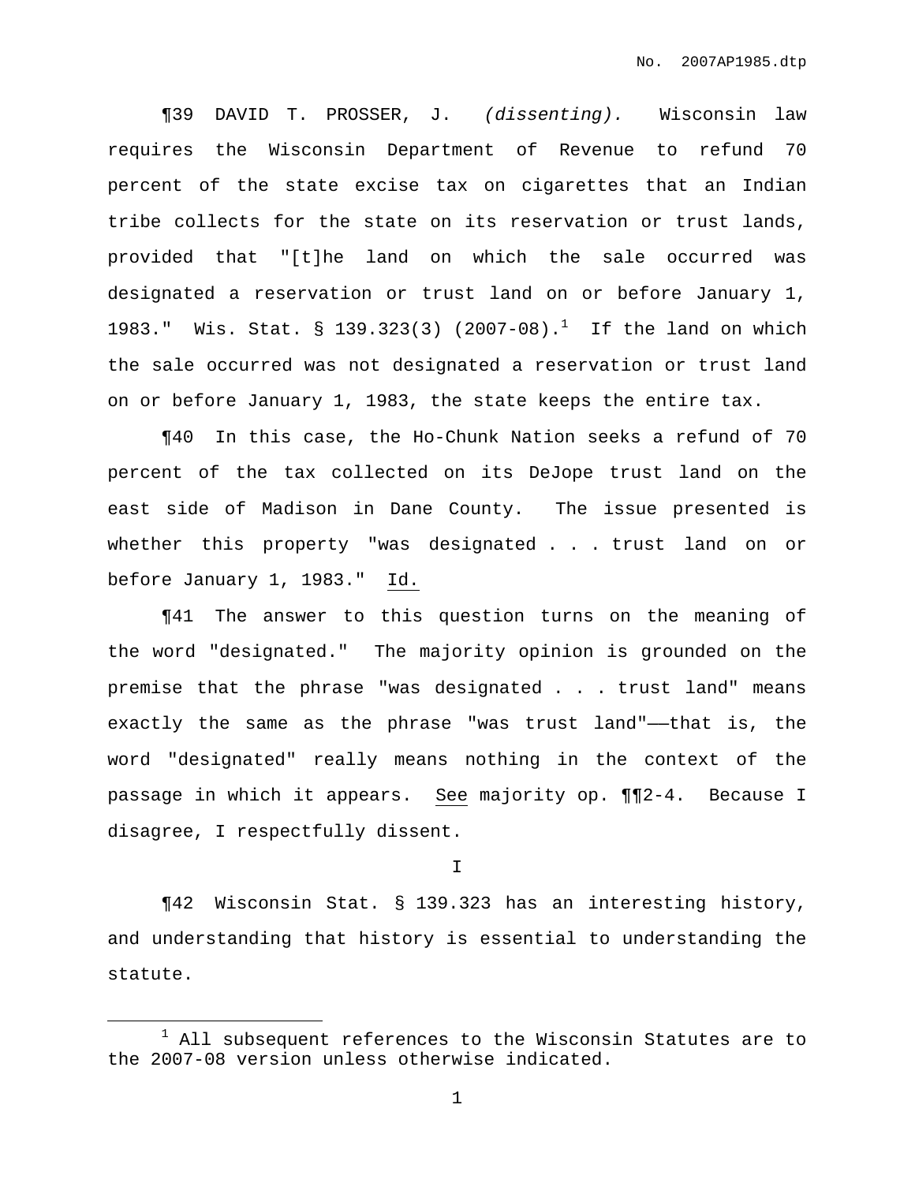¶39 DAVID T. PROSSER, J. *(dissenting).* Wisconsin law requires the Wisconsin Department of Revenue to refund 70 percent of the state excise tax on cigarettes that an Indian tribe collects for the state on its reservation or trust lands, provided that "[t]he land on which the sale occurred was designated a reservation or trust land on or before January 1, 1983." Wis. Stat. § 139.323(3) (2007-08).[1] If the land on which the sale occurred was not designated a reservation or trust land on or before January 1, 1983, the state keeps the entire tax.

¶40 In this case, the Ho-Chunk Nation seeks a refund of 70 percent of the tax collected on its DeJope trust land on the east side of Madison in Dane County. The issue presented is whether this property "was designated . . . trust land on or before January 1, 1983." Id.

¶41 The answer to this question turns on the meaning of the word "designated." The majority opinion is grounded on the premise that the phrase "was designated . . . trust land" means exactly the same as the phrase "was trust land"——that is, the word "designated" really means nothing in the context of the passage in which it appears. See majority op. ¶¶2-4. Because I disagree, I respectfully dissent.

I

¶42 Wisconsin Stat. § 139.323 has an interesting history, and understanding that history is essential to understanding the statute.

[1] All subsequent references to the Wisconsin Statutes are to the 2007-08 version unless otherwise indicated.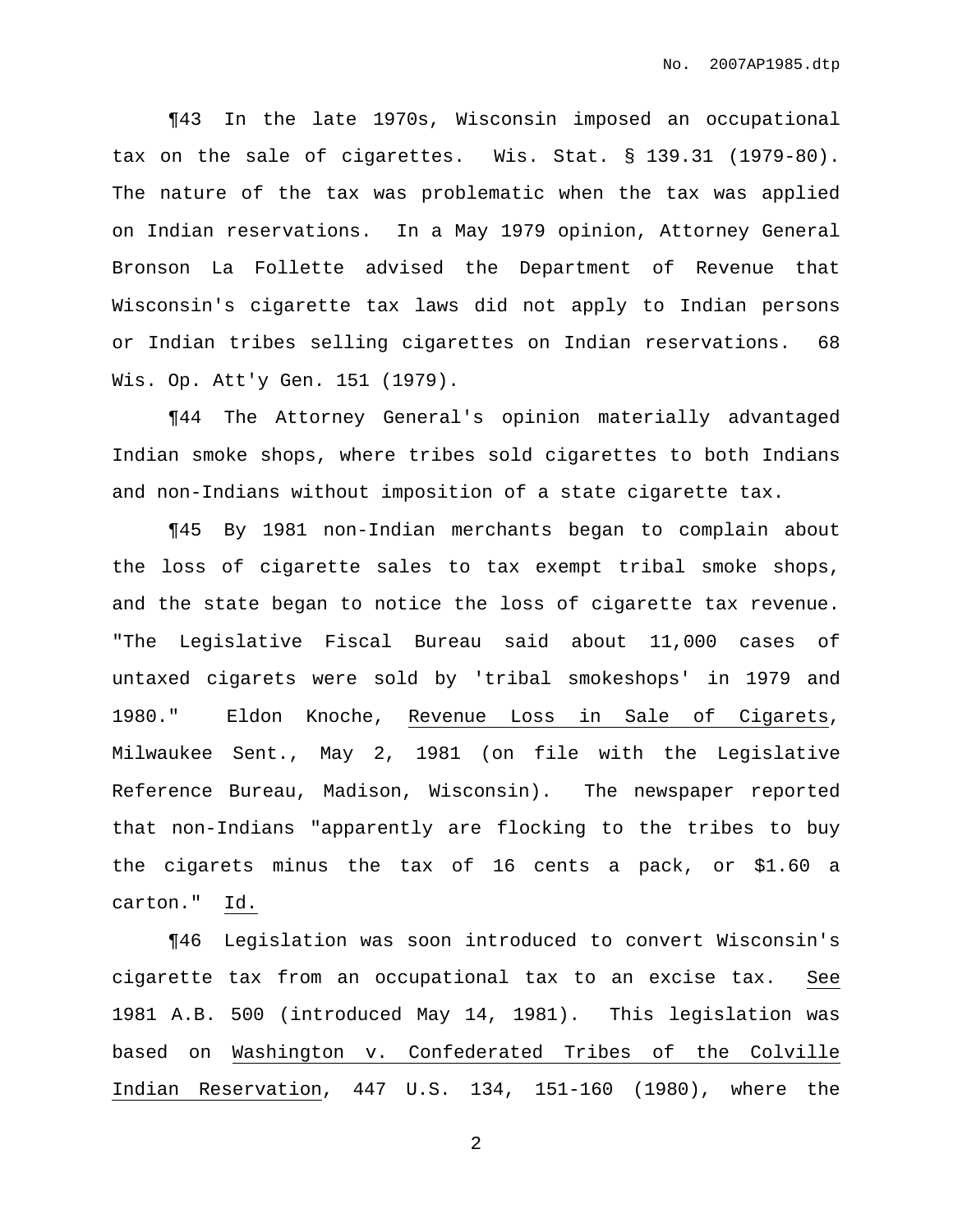¶43 In the late 1970s, Wisconsin imposed an occupational tax on the sale of cigarettes. Wis. Stat. § 139.31 (1979-80). The nature of the tax was problematic when the tax was applied on Indian reservations. In a May 1979 opinion, Attorney General Bronson La Follette advised the Department of Revenue that Wisconsin's cigarette tax laws did not apply to Indian persons or Indian tribes selling cigarettes on Indian reservations. 68 Wis. Op. Att'y Gen. 151 (1979).

¶44 The Attorney General's opinion materially advantaged Indian smoke shops, where tribes sold cigarettes to both Indians and non-Indians without imposition of a state cigarette tax.

¶45 By 1981 non-Indian merchants began to complain about the loss of cigarette sales to tax exempt tribal smoke shops, and the state began to notice the loss of cigarette tax revenue. "The Legislative Fiscal Bureau said about 11,000 cases of untaxed cigarets were sold by 'tribal smokeshops' in 1979 and 1980." Eldon Knoche, Revenue Loss in Sale of Cigarets, Milwaukee Sent., May 2, 1981 (on file with the Legislative Reference Bureau, Madison, Wisconsin). The newspaper reported that non-Indians "apparently are flocking to the tribes to buy the cigarets minus the tax of 16 cents a pack, or $1.60 a carton." Id.

¶46 Legislation was soon introduced to convert Wisconsin's cigarette tax from an occupational tax to an excise tax. See 1981 A.B. 500 (introduced May 14, 1981). This legislation was based on Washington v. Confederated Tribes of the Colville Indian Reservation, 447 U.S. 134, 151-160 (1980), where the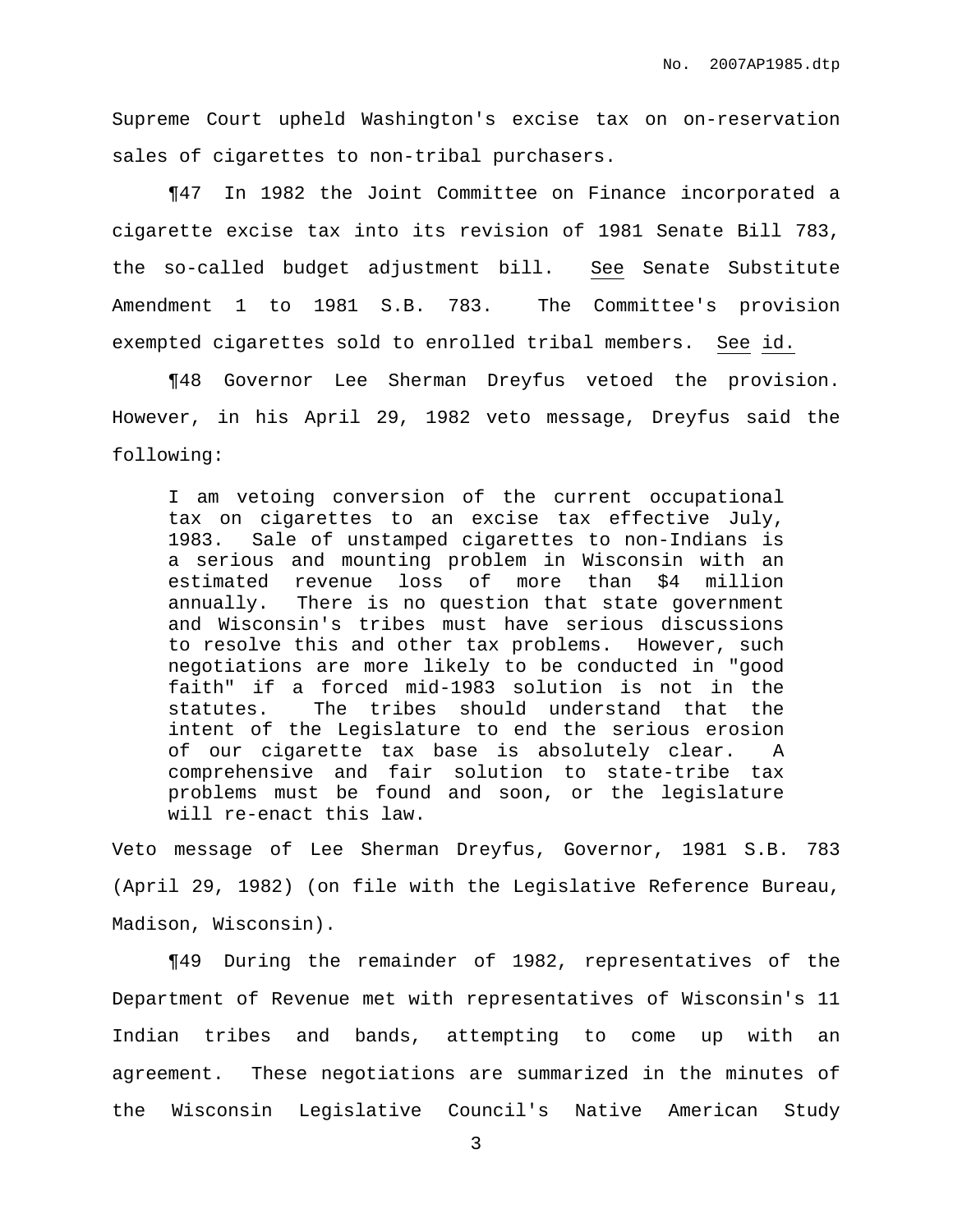Supreme Court upheld Washington's excise tax on on-reservation sales of cigarettes to non-tribal purchasers.

¶47 In 1982 the Joint Committee on Finance incorporated a cigarette excise tax into its revision of 1981 Senate Bill 783, the so-called budget adjustment bill. See Senate Substitute Amendment 1 to 1981 S.B. 783. The Committee's provision exempted cigarettes sold to enrolled tribal members. See id.

¶48 Governor Lee Sherman Dreyfus vetoed the provision. However, in his April 29, 1982 veto message, Dreyfus said the following:

> I am vetoing conversion of the current occupational tax on cigarettes to an excise tax effective July, 1983. Sale of unstamped cigarettes to non-Indians is a serious and mounting problem in Wisconsin with an estimated revenue loss of more than $4 million annually. There is no question that state government and Wisconsin's tribes must have serious discussions to resolve this and other tax problems. However, such negotiations are more likely to be conducted in "good faith" if a forced mid-1983 solution is not in the statutes. The tribes should understand that the intent of the Legislature to end the serious erosion of our cigarette tax base is absolutely clear. A comprehensive and fair solution to state-tribe tax problems must be found and soon, or the legislature will re-enact this law.

Veto message of Lee Sherman Dreyfus, Governor, 1981 S.B. 783 (April 29, 1982) (on file with the Legislative Reference Bureau, Madison, Wisconsin).

¶49 During the remainder of 1982, representatives of the Department of Revenue met with representatives of Wisconsin's 11 Indian tribes and bands, attempting to come up with an agreement. These negotiations are summarized in the minutes of the Wisconsin Legislative Council's Native American Study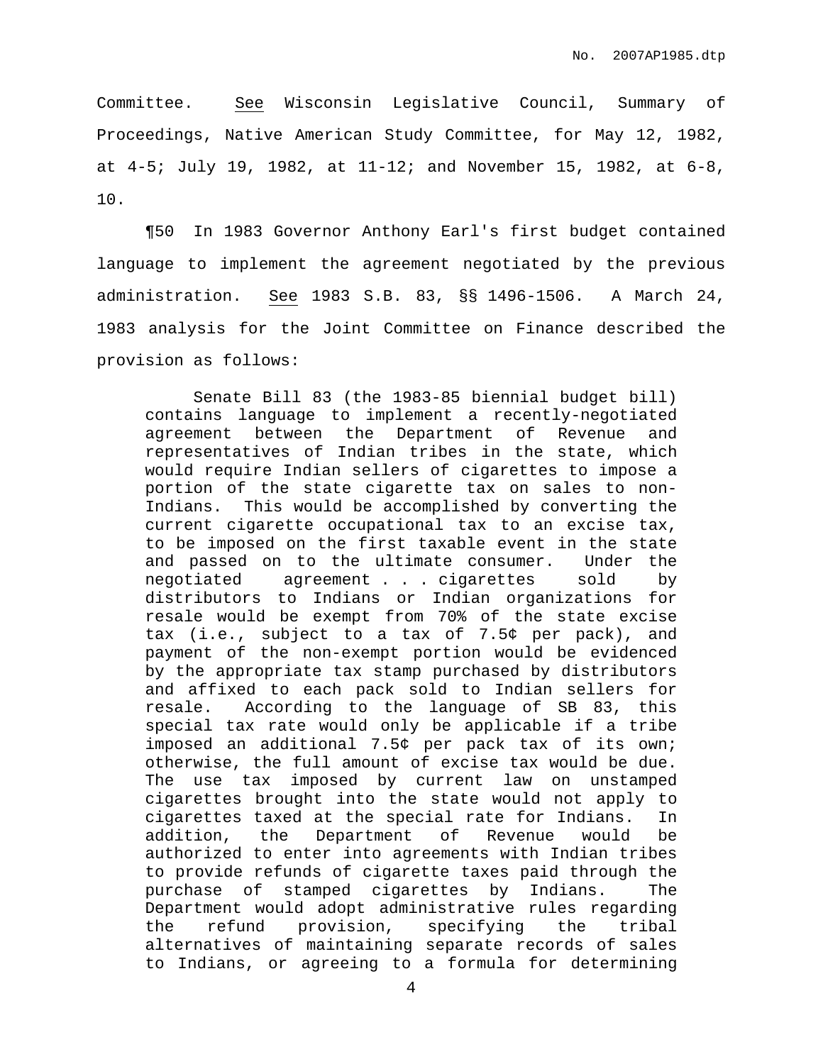Committee. See Wisconsin Legislative Council, Summary of Proceedings, Native American Study Committee, for May 12, 1982, at 4-5; July 19, 1982, at 11-12; and November 15, 1982, at 6-8, 10.

¶50 In 1983 Governor Anthony Earl's first budget contained language to implement the agreement negotiated by the previous administration. See 1983 S.B. 83, §§ 1496-1506. A March 24, 1983 analysis for the Joint Committee on Finance described the provision as follows:

> Senate Bill 83 (the 1983-85 biennial budget bill) contains language to implement a recently-negotiated agreement between the Department of Revenue and representatives of Indian tribes in the state, which would require Indian sellers of cigarettes to impose a portion of the state cigarette tax on sales to non-Indians. This would be accomplished by converting the current cigarette occupational tax to an excise tax, to be imposed on the first taxable event in the state and passed on to the ultimate consumer. Under the negotiated agreement . . . cigarettes sold by distributors to Indians or Indian organizations for resale would be exempt from 70% of the state excise tax (i.e., subject to a tax of 7.5¢ per pack), and payment of the non-exempt portion would be evidenced by the appropriate tax stamp purchased by distributors and affixed to each pack sold to Indian sellers for resale. According to the language of SB 83, this special tax rate would only be applicable if a tribe imposed an additional 7.5¢ per pack tax of its own; otherwise, the full amount of excise tax would be due. The use tax imposed by current law on unstamped cigarettes brought into the state would not apply to cigarettes taxed at the special rate for Indians. In addition, the Department of Revenue would be authorized to enter into agreements with Indian tribes to provide refunds of cigarette taxes paid through the purchase of stamped cigarettes by Indians. The Department would adopt administrative rules regarding the refund provision, specifying the tribal alternatives of maintaining separate records of sales to Indians, or agreeing to a formula for determining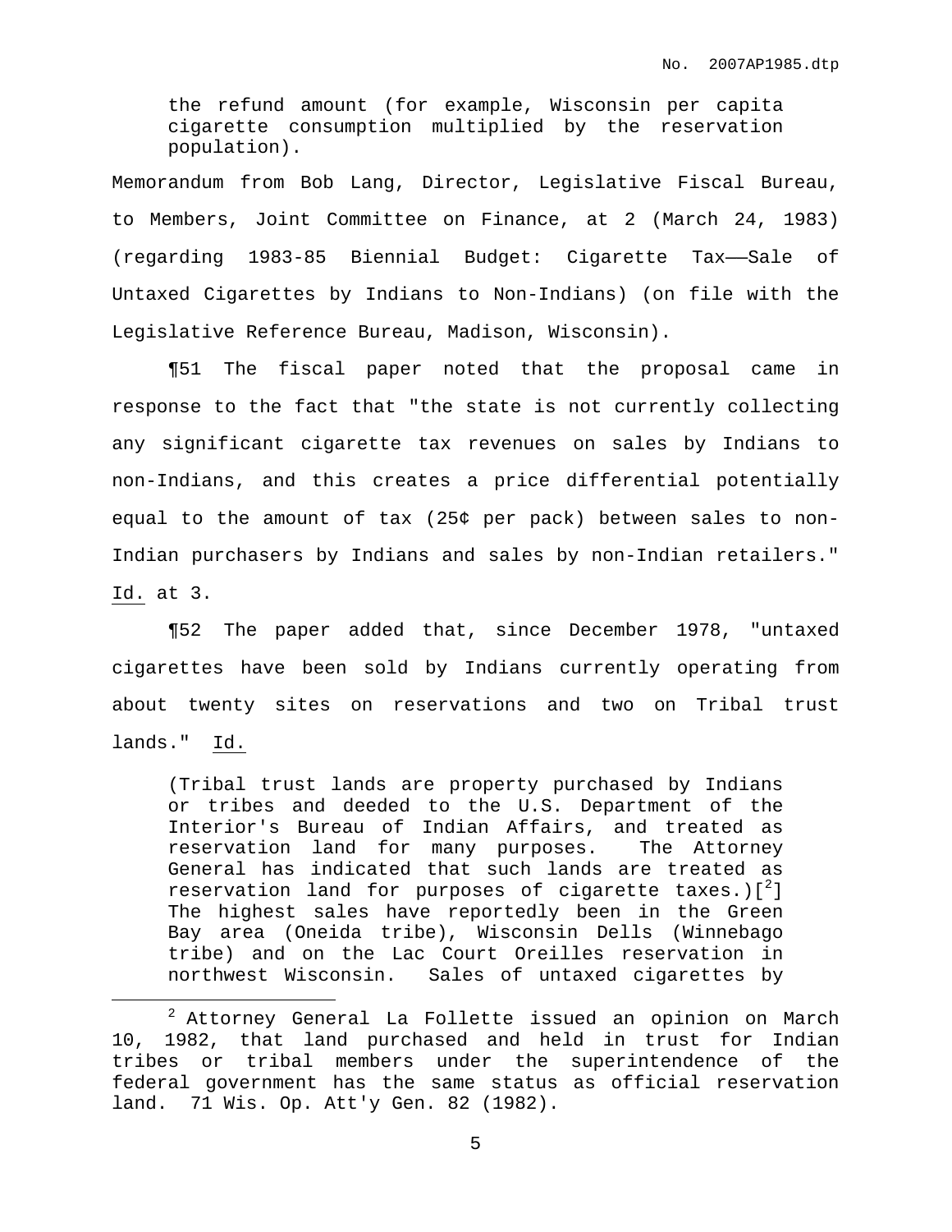> the refund amount (for example, Wisconsin per capita cigarette consumption multiplied by the reservation population).

Memorandum from Bob Lang, Director, Legislative Fiscal Bureau, to Members, Joint Committee on Finance, at 2 (March 24, 1983) (regarding 1983-85 Biennial Budget: Cigarette Tax——Sale of Untaxed Cigarettes by Indians to Non-Indians) (on file with the Legislative Reference Bureau, Madison, Wisconsin).

¶51 The fiscal paper noted that the proposal came in response to the fact that "the state is not currently collecting any significant cigarette tax revenues on sales by Indians to non-Indians, and this creates a price differential potentially equal to the amount of tax (25¢ per pack) between sales to non-Indian purchasers by Indians and sales by non-Indian retailers." Id. at 3.

¶52 The paper added that, since December 1978, "untaxed cigarettes have been sold by Indians currently operating from about twenty sites on reservations and two on Tribal trust lands." Id.

> (Tribal trust lands are property purchased by Indians or tribes and deeded to the U.S. Department of the Interior's Bureau of Indian Affairs, and treated as reservation land for many purposes. The Attorney General has indicated that such lands are treated as reservation land for purposes of cigarette taxes.)[2] The highest sales have reportedly been in the Green Bay area (Oneida tribe), Wisconsin Dells (Winnebago tribe) and on the Lac Court Oreilles reservation in northwest Wisconsin. Sales of untaxed cigarettes by

---

[2] Attorney General La Follette issued an opinion on March 10, 1982, that land purchased and held in trust for Indian tribes or tribal members under the superintendence of the federal government has the same status as official reservation land. 71 Wis. Op. Att'y Gen. 82 (1982).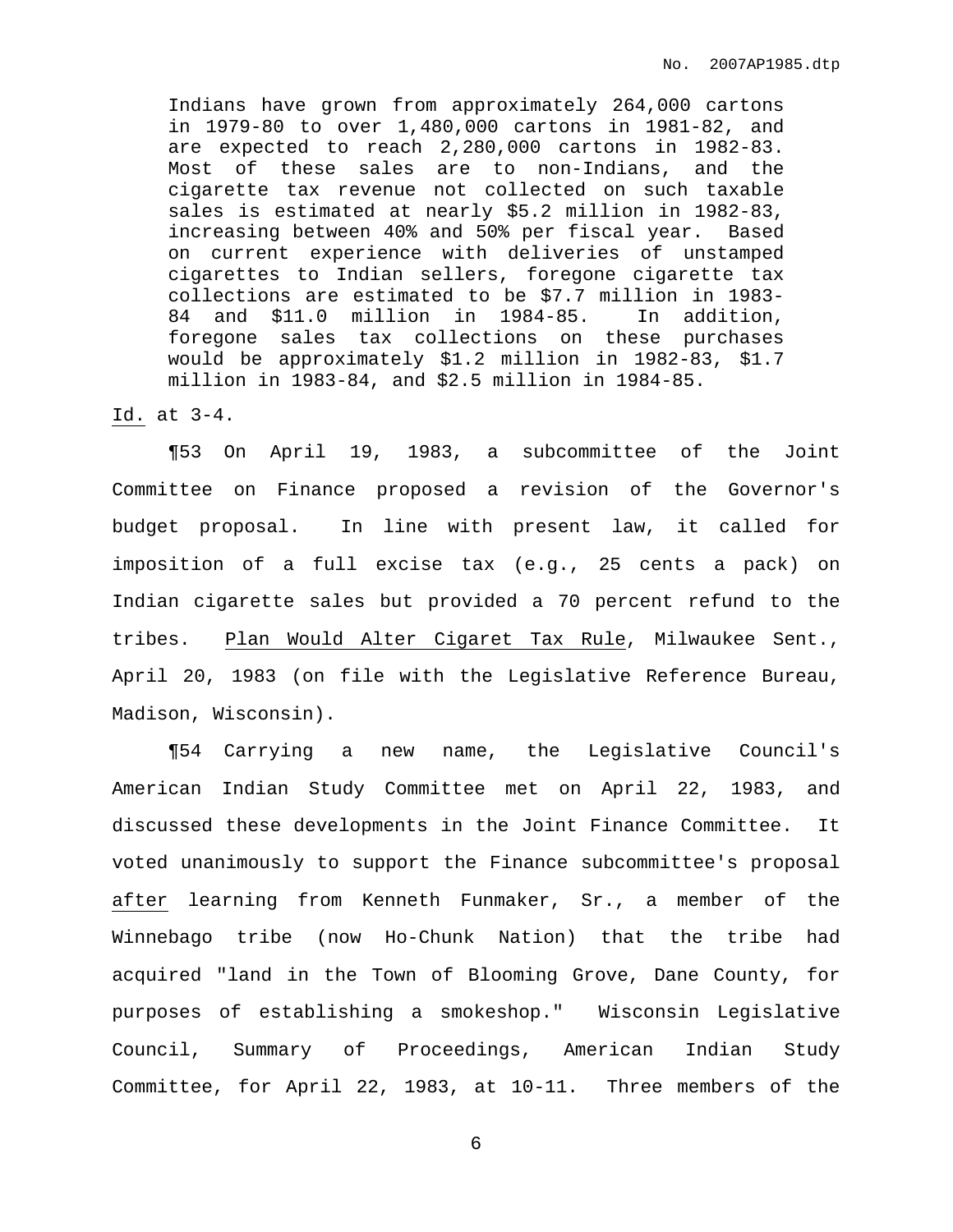> Indians have grown from approximately 264,000 cartons in 1979-80 to over 1,480,000 cartons in 1981-82, and are expected to reach 2,280,000 cartons in 1982-83. Most of these sales are to non-Indians, and the cigarette tax revenue not collected on such taxable sales is estimated at nearly $5.2 million in 1982-83, increasing between 40% and 50% per fiscal year. Based on current experience with deliveries of unstamped cigarettes to Indian sellers, foregone cigarette tax collections are estimated to be $7.7 million in 1983-84 and $11.0 million in 1984-85. In addition, foregone sales tax collections on these purchases would be approximately $1.2 million in 1982-83, $1.7 million in 1983-84, and $2.5 million in 1984-85.

Id. at 3-4.

¶53 On April 19, 1983, a subcommittee of the Joint Committee on Finance proposed a revision of the Governor's budget proposal. In line with present law, it called for imposition of a full excise tax (e.g., 25 cents a pack) on Indian cigarette sales but provided a 70 percent refund to the tribes. Plan Would Alter Cigaret Tax Rule, Milwaukee Sent., April 20, 1983 (on file with the Legislative Reference Bureau, Madison, Wisconsin).

¶54 Carrying a new name, the Legislative Council's American Indian Study Committee met on April 22, 1983, and discussed these developments in the Joint Finance Committee. It voted unanimously to support the Finance subcommittee's proposal after learning from Kenneth Funmaker, Sr., a member of the Winnebago tribe (now Ho-Chunk Nation) that the tribe had acquired "land in the Town of Blooming Grove, Dane County, for purposes of establishing a smokeshop." Wisconsin Legislative Council, Summary of Proceedings, American Indian Study Committee, for April 22, 1983, at 10-11. Three members of the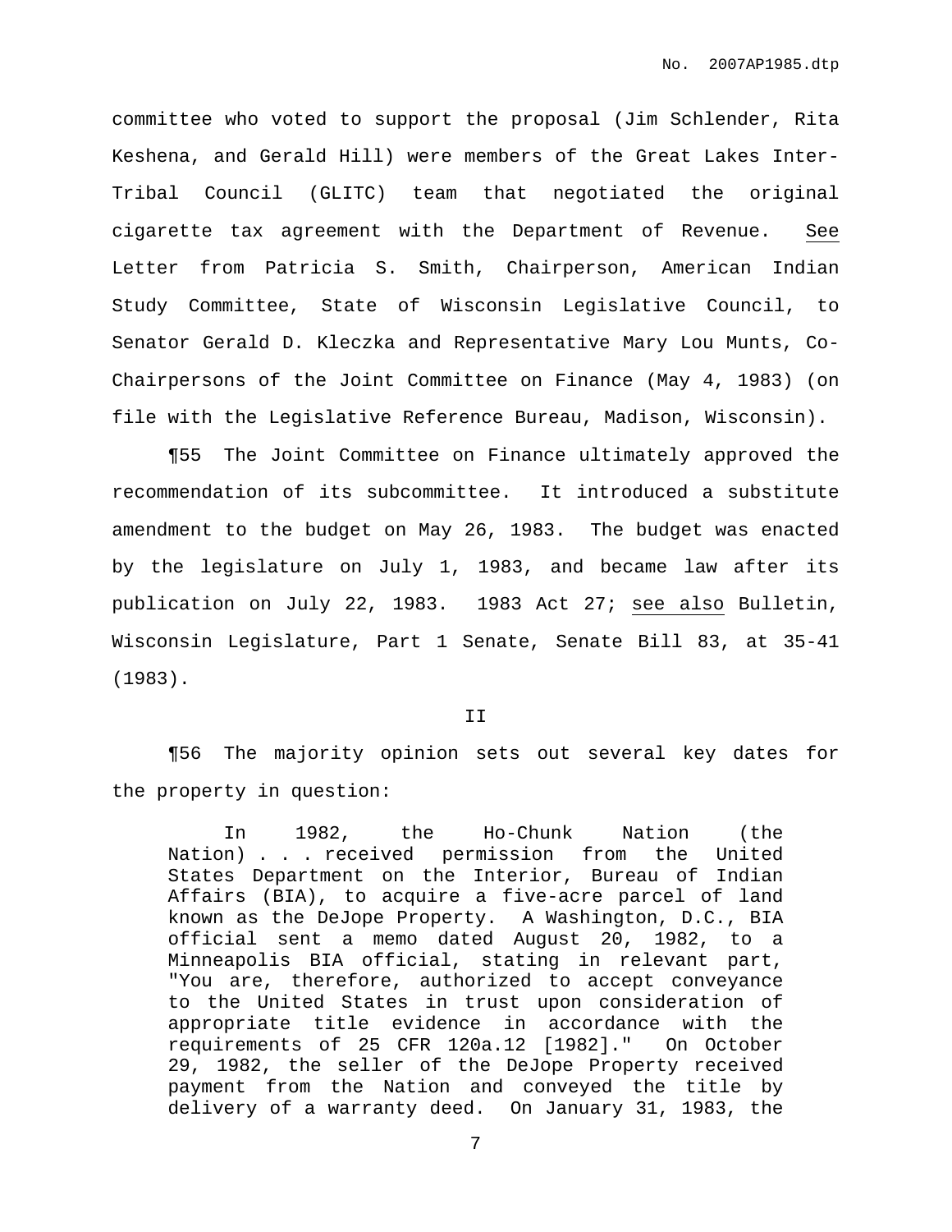committee who voted to support the proposal (Jim Schlender, Rita Keshena, and Gerald Hill) were members of the Great Lakes Inter-Tribal Council (GLITC) team that negotiated the original cigarette tax agreement with the Department of Revenue. See Letter from Patricia S. Smith, Chairperson, American Indian Study Committee, State of Wisconsin Legislative Council, to Senator Gerald D. Kleczka and Representative Mary Lou Munts, Co-Chairpersons of the Joint Committee on Finance (May 4, 1983) (on file with the Legislative Reference Bureau, Madison, Wisconsin).

¶55 The Joint Committee on Finance ultimately approved the recommendation of its subcommittee. It introduced a substitute amendment to the budget on May 26, 1983. The budget was enacted by the legislature on July 1, 1983, and became law after its publication on July 22, 1983. 1983 Act 27; see also Bulletin, Wisconsin Legislature, Part 1 Senate, Senate Bill 83, at 35-41 (1983).

II

¶56 The majority opinion sets out several key dates for the property in question:

> In 1982, the Ho-Chunk Nation (the Nation) . . . received permission from the United States Department on the Interior, Bureau of Indian Affairs (BIA), to acquire a five-acre parcel of land known as the DeJope Property. A Washington, D.C., BIA official sent a memo dated August 20, 1982, to a Minneapolis BIA official, stating in relevant part, "You are, therefore, authorized to accept conveyance to the United States in trust upon consideration of appropriate title evidence in accordance with the requirements of 25 CFR 120a.12 [1982]." On October 29, 1982, the seller of the DeJope Property received payment from the Nation and conveyed the title by delivery of a warranty deed. On January 31, 1983, the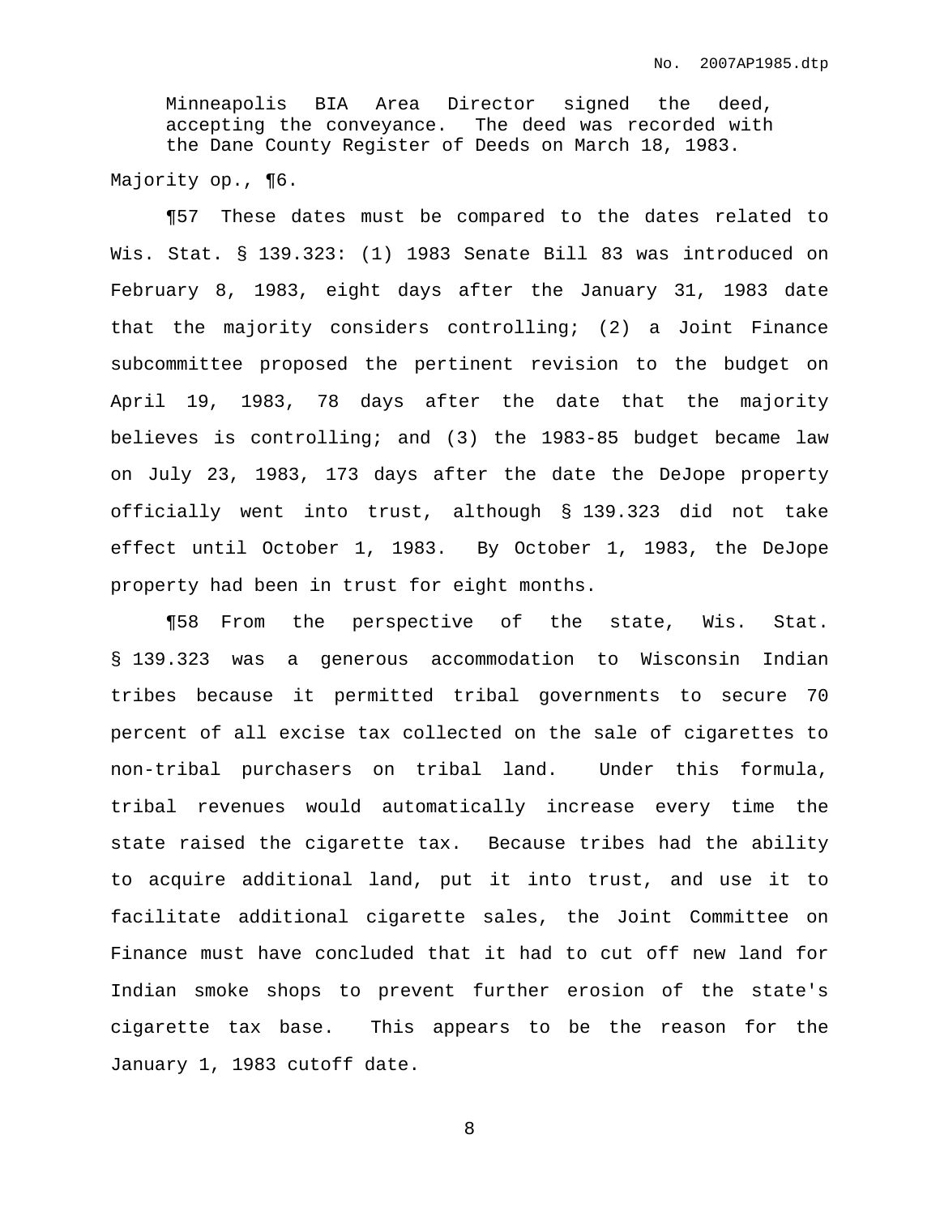> Minneapolis BIA Area Director signed the deed, accepting the conveyance. The deed was recorded with the Dane County Register of Deeds on March 18, 1983.

Majority op., ¶6.

¶57 These dates must be compared to the dates related to Wis. Stat. § 139.323: (1) 1983 Senate Bill 83 was introduced on February 8, 1983, eight days after the January 31, 1983 date that the majority considers controlling; (2) a Joint Finance subcommittee proposed the pertinent revision to the budget on April 19, 1983, 78 days after the date that the majority believes is controlling; and (3) the 1983-85 budget became law on July 23, 1983, 173 days after the date the DeJope property officially went into trust, although § 139.323 did not take effect until October 1, 1983. By October 1, 1983, the DeJope property had been in trust for eight months.

¶58 From the perspective of the state, Wis. Stat. § 139.323 was a generous accommodation to Wisconsin Indian tribes because it permitted tribal governments to secure 70 percent of all excise tax collected on the sale of cigarettes to non-tribal purchasers on tribal land. Under this formula, tribal revenues would automatically increase every time the state raised the cigarette tax. Because tribes had the ability to acquire additional land, put it into trust, and use it to facilitate additional cigarette sales, the Joint Committee on Finance must have concluded that it had to cut off new land for Indian smoke shops to prevent further erosion of the state's cigarette tax base. This appears to be the reason for the January 1, 1983 cutoff date.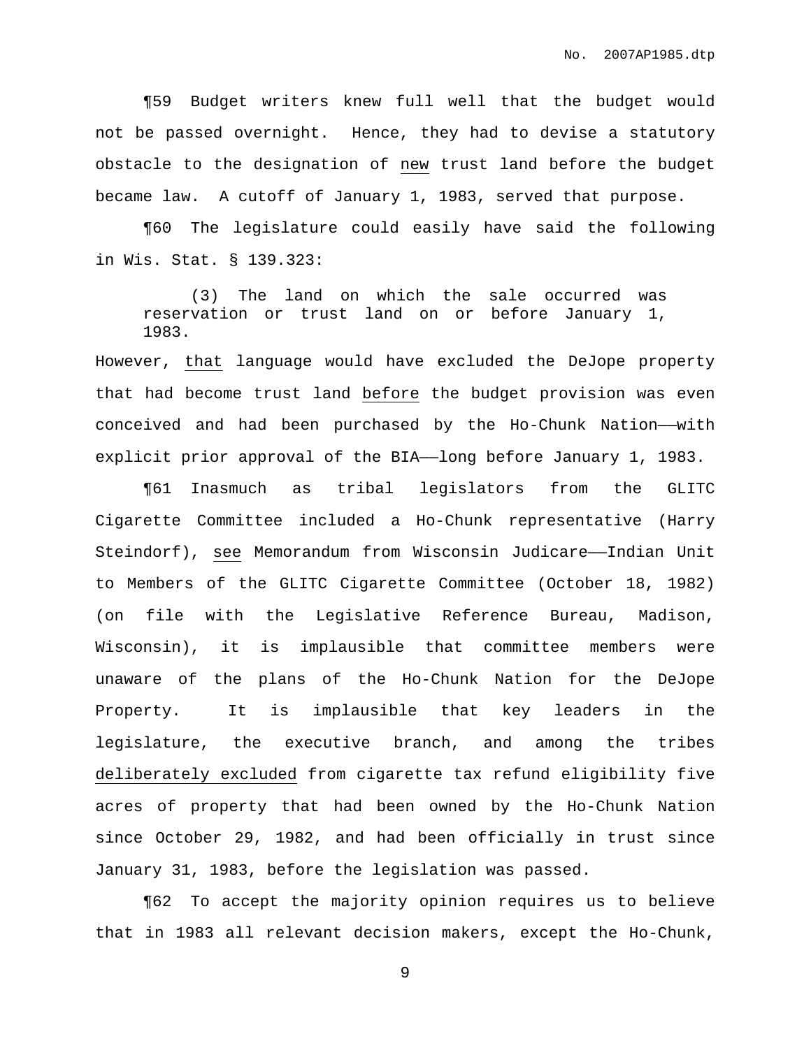¶59 Budget writers knew full well that the budget would not be passed overnight. Hence, they had to devise a statutory obstacle to the designation of <u>new</u> trust land before the budget became law. A cutoff of January 1, 1983, served that purpose.

¶60 The legislature could easily have said the following in Wis. Stat. § 139.323:

> (3) The land on which the sale occurred was reservation or trust land on or before January 1, 1983.

However, <u>that</u> language would have excluded the DeJope property that had become trust land <u>before</u> the budget provision was even conceived and had been purchased by the Ho-Chunk Nation——with explicit prior approval of the BIA——long before January 1, 1983.

¶61 Inasmuch as tribal legislators from the GLITC Cigarette Committee included a Ho-Chunk representative (Harry Steindorf), <u>see</u> Memorandum from Wisconsin Judicare——Indian Unit to Members of the GLITC Cigarette Committee (October 18, 1982) (on file with the Legislative Reference Bureau, Madison, Wisconsin), it is implausible that committee members were unaware of the plans of the Ho-Chunk Nation for the DeJope Property. It is implausible that key leaders in the legislature, the executive branch, and among the tribes <u>deliberately excluded</u> from cigarette tax refund eligibility five acres of property that had been owned by the Ho-Chunk Nation since October 29, 1982, and had been officially in trust since January 31, 1983, before the legislation was passed.

¶62 To accept the majority opinion requires us to believe that in 1983 all relevant decision makers, except the Ho-Chunk,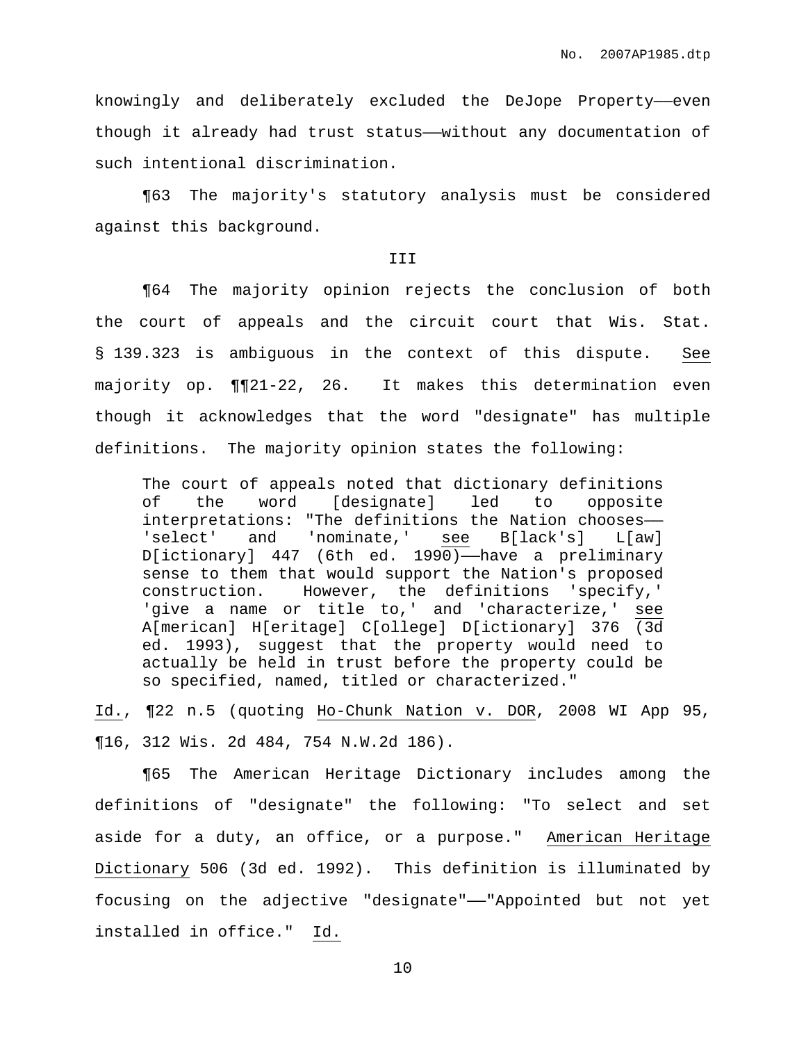knowingly and deliberately excluded the DeJope Property——even though it already had trust status——without any documentation of such intentional discrimination.

¶63 The majority's statutory analysis must be considered against this background.

III

¶64 The majority opinion rejects the conclusion of both the court of appeals and the circuit court that Wis. Stat. § 139.323 is ambiguous in the context of this dispute. See majority op. ¶¶21-22, 26. It makes this determination even though it acknowledges that the word "designate" has multiple definitions. The majority opinion states the following:

> The court of appeals noted that dictionary definitions of the word [designate] led to opposite interpretations: "The definitions the Nation chooses——'select' and 'nominate,' see B[lack's] L[aw] D[ictionary] 447 (6th ed. 1990)——have a preliminary sense to them that would support the Nation's proposed construction. However, the definitions 'specify,' 'give a name or title to,' and 'characterize,' see A[merican] H[eritage] C[ollege] D[ictionary] 376 (3d ed. 1993), suggest that the property would need to actually be held in trust before the property could be so specified, named, titled or characterized."

Id., ¶22 n.5 (quoting Ho-Chunk Nation v. DOR, 2008 WI App 95, ¶16, 312 Wis. 2d 484, 754 N.W.2d 186).

¶65 The American Heritage Dictionary includes among the definitions of "designate" the following: "To select and set aside for a duty, an office, or a purpose." American Heritage Dictionary 506 (3d ed. 1992). This definition is illuminated by focusing on the adjective "designate"——"Appointed but not yet installed in office." Id.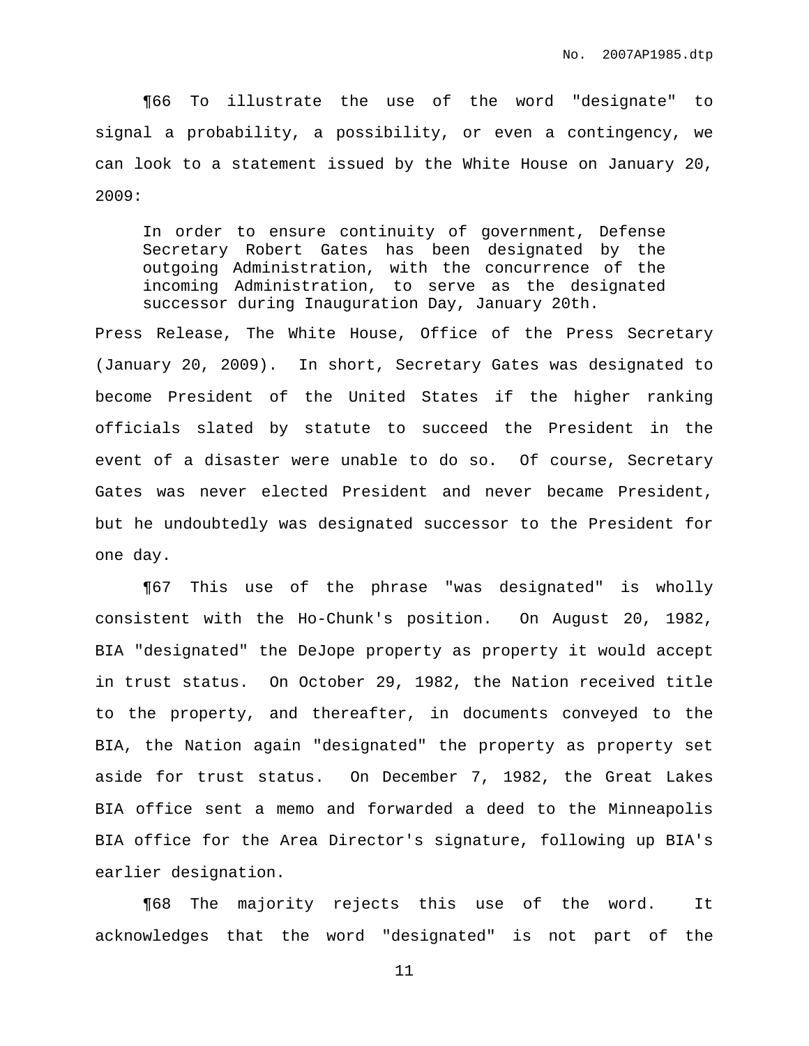¶66 To illustrate the use of the word "designate" to signal a probability, a possibility, or even a contingency, we can look to a statement issued by the White House on January 20, 2009:

> In order to ensure continuity of government, Defense Secretary Robert Gates has been designated by the outgoing Administration, with the concurrence of the incoming Administration, to serve as the designated successor during Inauguration Day, January 20th.

Press Release, The White House, Office of the Press Secretary (January 20, 2009). In short, Secretary Gates was designated to become President of the United States if the higher ranking officials slated by statute to succeed the President in the event of a disaster were unable to do so. Of course, Secretary Gates was never elected President and never became President, but he undoubtedly was designated successor to the President for one day.

¶67 This use of the phrase "was designated" is wholly consistent with the Ho-Chunk's position. On August 20, 1982, BIA "designated" the DeJope property as property it would accept in trust status. On October 29, 1982, the Nation received title to the property, and thereafter, in documents conveyed to the BIA, the Nation again "designated" the property as property set aside for trust status. On December 7, 1982, the Great Lakes BIA office sent a memo and forwarded a deed to the Minneapolis BIA office for the Area Director's signature, following up BIA's earlier designation.

¶68 The majority rejects this use of the word. It acknowledges that the word "designated" is not part of the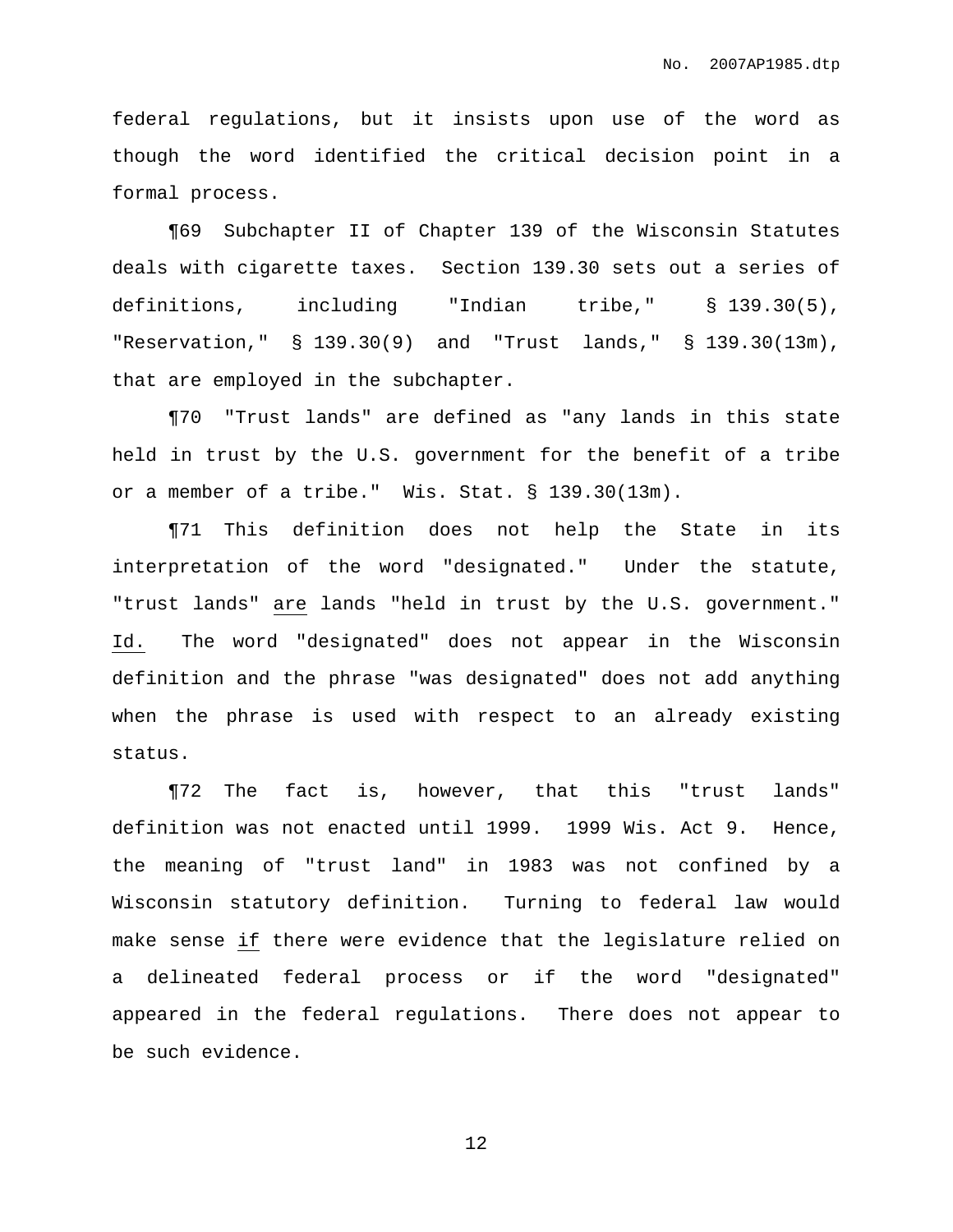federal regulations, but it insists upon use of the word as though the word identified the critical decision point in a formal process.

¶69 Subchapter II of Chapter 139 of the Wisconsin Statutes deals with cigarette taxes. Section 139.30 sets out a series of definitions, including "Indian tribe," § 139.30(5), "Reservation," § 139.30(9) and "Trust lands," § 139.30(13m), that are employed in the subchapter.

¶70 "Trust lands" are defined as "any lands in this state held in trust by the U.S. government for the benefit of a tribe or a member of a tribe." Wis. Stat. § 139.30(13m).

¶71 This definition does not help the State in its interpretation of the word "designated." Under the statute, "trust lands" <u>are</u> lands "held in trust by the U.S. government." <u>Id.</u> The word "designated" does not appear in the Wisconsin definition and the phrase "was designated" does not add anything when the phrase is used with respect to an already existing status.

¶72 The fact is, however, that this "trust lands" definition was not enacted until 1999. 1999 Wis. Act 9. Hence, the meaning of "trust land" in 1983 was not confined by a Wisconsin statutory definition. Turning to federal law would make sense <u>if</u> there were evidence that the legislature relied on a delineated federal process or if the word "designated" appeared in the federal regulations. There does not appear to be such evidence.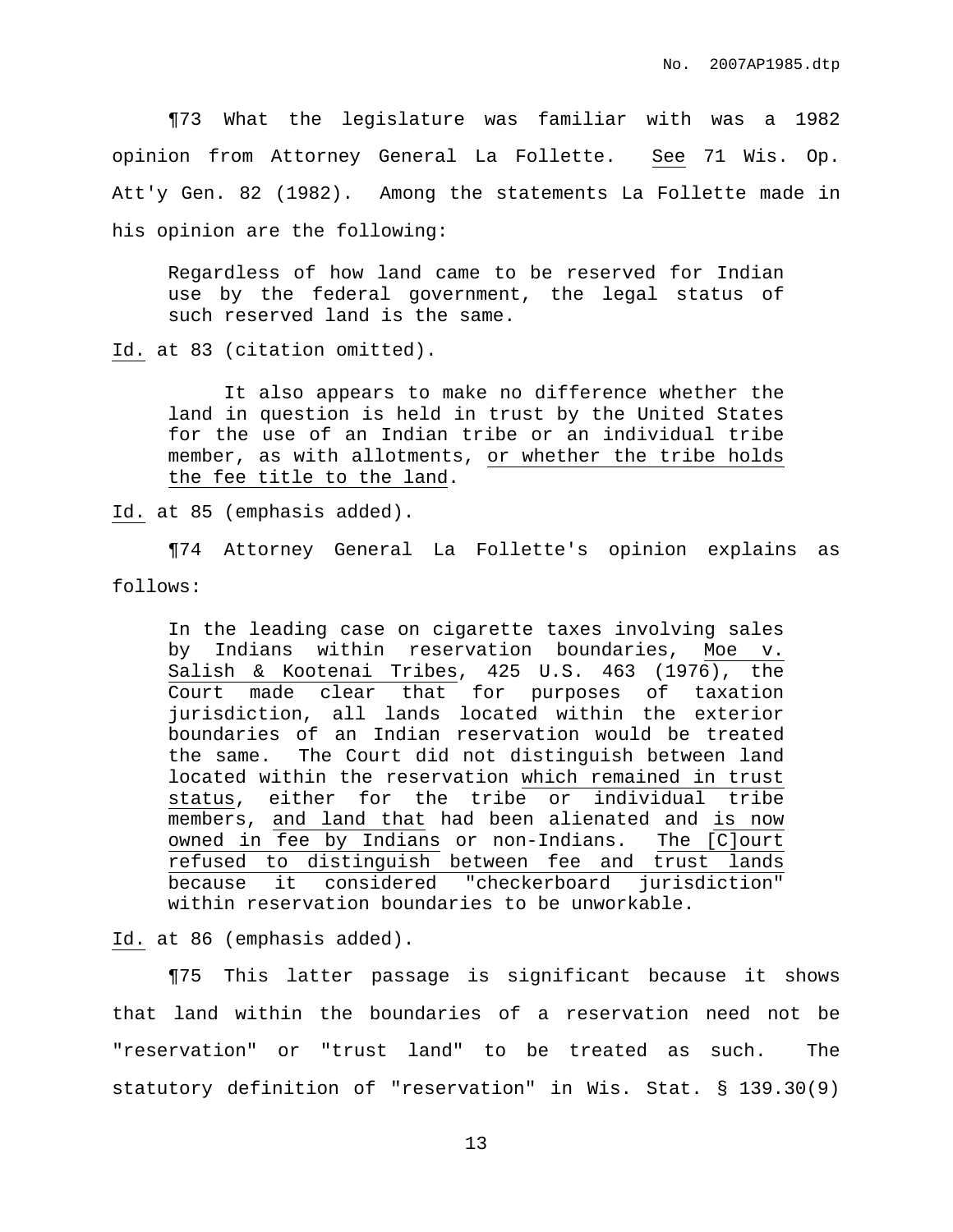¶73 What the legislature was familiar with was a 1982 opinion from Attorney General La Follette. <u>See</u> 71 Wis. Op. Att'y Gen. 82 (1982). Among the statements La Follette made in his opinion are the following:

> Regardless of how land came to be reserved for Indian use by the federal government, the legal status of such reserved land is the same.

<u>Id.</u> at 83 (citation omitted).

> It also appears to make no difference whether the land in question is held in trust by the United States for the use of an Indian tribe or an individual tribe member, as with allotments, <u>or whether the tribe holds the fee title to the land</u>.

<u>Id.</u> at 85 (emphasis added).

¶74 Attorney General La Follette's opinion explains as follows:

> In the leading case on cigarette taxes involving sales by Indians within reservation boundaries, <u>Moe v. Salish & Kootenai Tribes</u>, 425 U.S. 463 (1976), <u>the Court made clear that</u> for purposes of taxation jurisdiction, all lands located within the exterior boundaries of an Indian reservation would be treated the same. The Court did not distinguish between land located within the reservation <u>which remained in trust status</u>, either for the tribe or individual tribe members, <u>and land that</u> had been alienated and <u>is now owned in fee by Indians</u> or non-Indians. <u>The [C]ourt refused to distinguish between fee and trust lands</u> because it considered "checkerboard jurisdiction" within reservation boundaries to be unworkable.

<u>Id.</u> at 86 (emphasis added).

¶75 This latter passage is significant because it shows that land within the boundaries of a reservation need not be "reservation" or "trust land" to be treated as such. The statutory definition of "reservation" in Wis. Stat. § 139.30(9)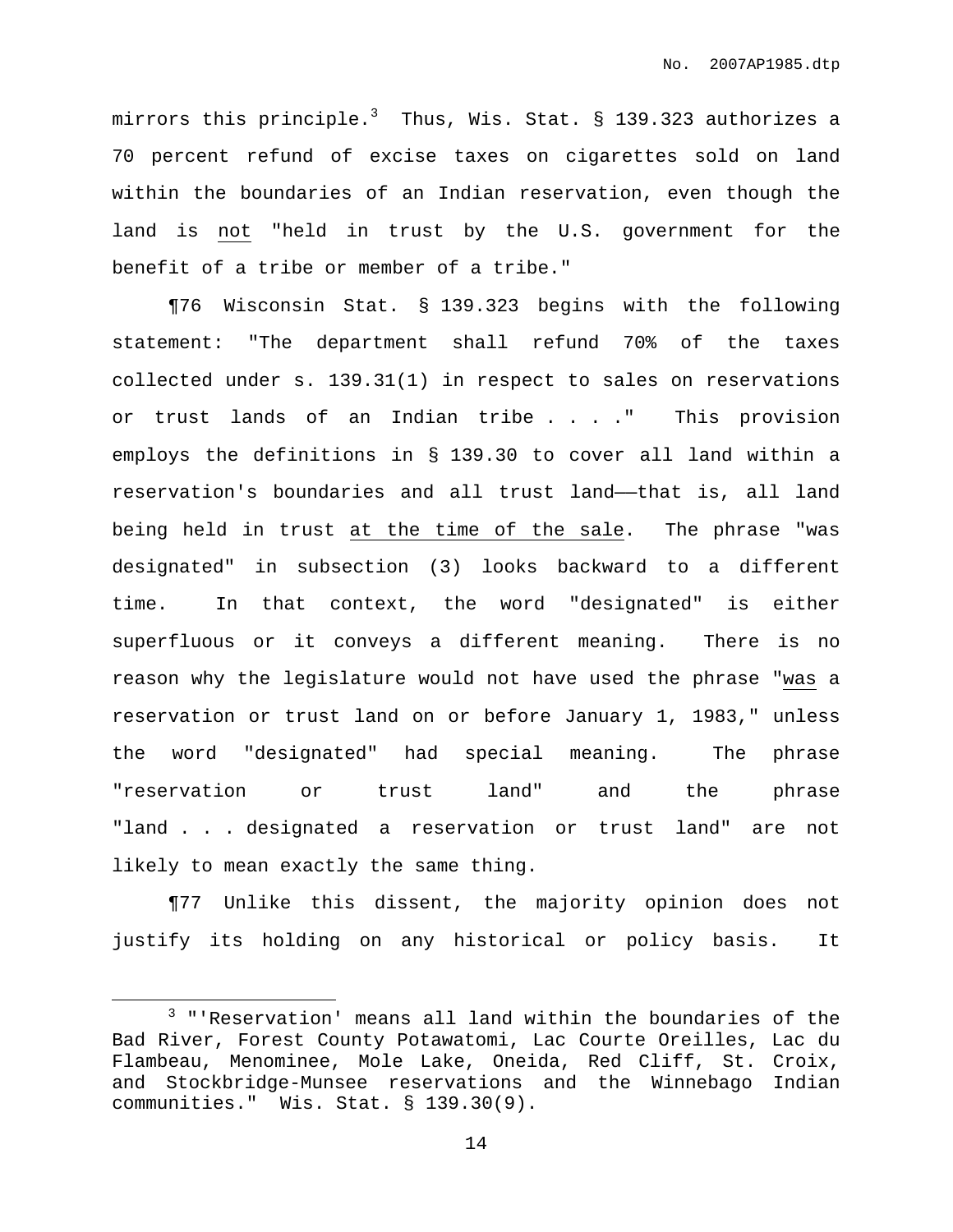mirrors this principle.[3] Thus, Wis. Stat. § 139.323 authorizes a 70 percent refund of excise taxes on cigarettes sold on land within the boundaries of an Indian reservation, even though the land is <u>not</u> "held in trust by the U.S. government for the benefit of a tribe or member of a tribe."

¶76 Wisconsin Stat. § 139.323 begins with the following statement: "The department shall refund 70% of the taxes collected under s. 139.31(1) in respect to sales on reservations or trust lands of an Indian tribe . . . ." This provision employs the definitions in § 139.30 to cover all land within a reservation's boundaries and all trust land——that is, all land being held in trust <u>at the time of the sale</u>. The phrase "was designated" in subsection (3) looks backward to a different time. In that context, the word "designated" is either superfluous or it conveys a different meaning. There is no reason why the legislature would not have used the phrase "<u>was</u> a reservation or trust land on or before January 1, 1983," unless the word "designated" had special meaning. The phrase "reservation or trust land" and the phrase "land . . . designated a reservation or trust land" are not likely to mean exactly the same thing.

¶77 Unlike this dissent, the majority opinion does not justify its holding on any historical or policy basis. It

[3] "'Reservation' means all land within the boundaries of the Bad River, Forest County Potawatomi, Lac Courte Oreilles, Lac du Flambeau, Menominee, Mole Lake, Oneida, Red Cliff, St. Croix, and Stockbridge-Munsee reservations and the Winnebago Indian communities." Wis. Stat. § 139.30(9).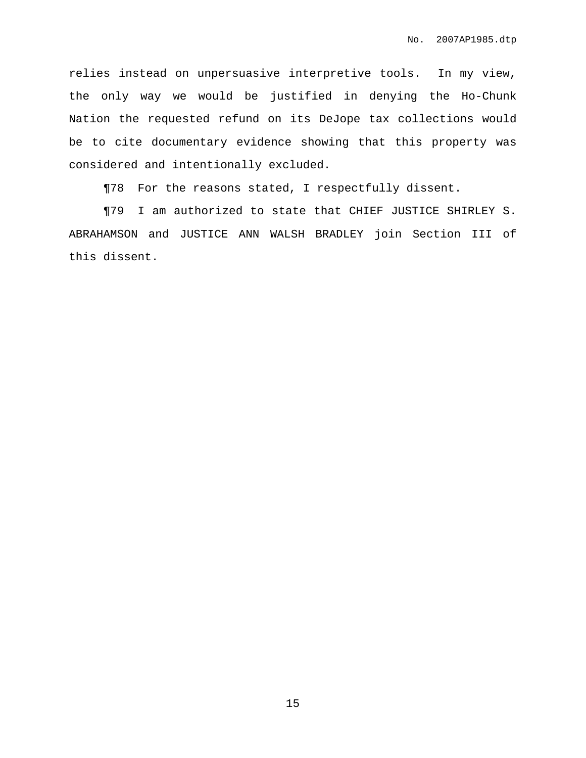relies instead on unpersuasive interpretive tools. In my view, the only way we would be justified in denying the Ho-Chunk Nation the requested refund on its DeJope tax collections would be to cite documentary evidence showing that this property was considered and intentionally excluded.

¶78 For the reasons stated, I respectfully dissent.

¶79 I am authorized to state that CHIEF JUSTICE SHIRLEY S. ABRAHAMSON and JUSTICE ANN WALSH BRADLEY join Section III of this dissent.